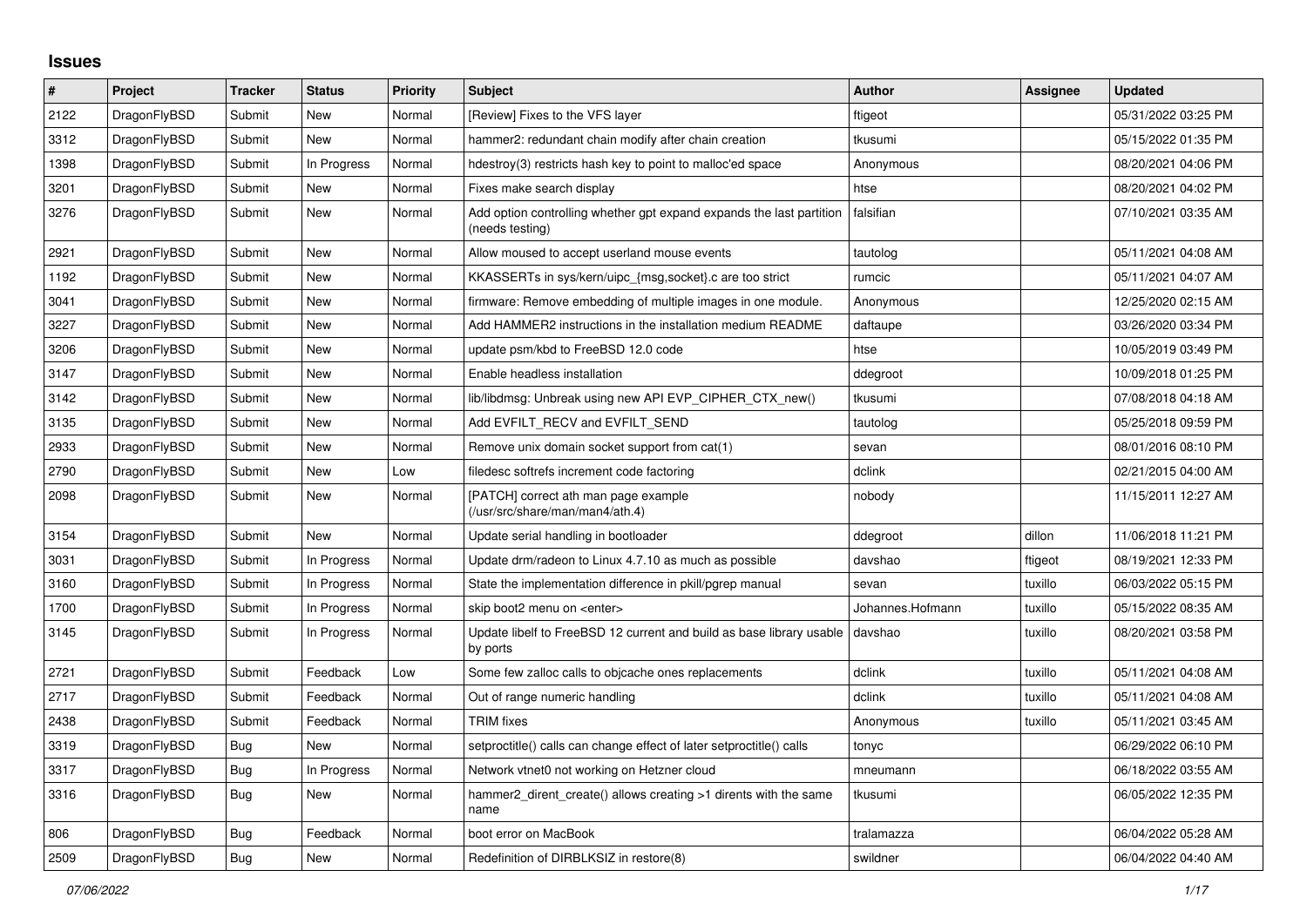## Issues

| # | Project | Tracker | Status | Priority | Subject | Author | Assignee | Updated |
|---|---|---|---|---|---|---|---|---|
| 2122 | DragonFlyBSD | Submit | New | Normal | [Review] Fixes to the VFS layer | ftigeot | | 05/31/2022 03:25 PM |
| 3312 | DragonFlyBSD | Submit | New | Normal | hammer2: redundant chain modify after chain creation | tkusumi | | 05/15/2022 01:35 PM |
| 1398 | DragonFlyBSD | Submit | In Progress | Normal | hdestroy(3) restricts hash key to point to malloc'ed space | Anonymous | | 08/20/2021 04:06 PM |
| 3201 | DragonFlyBSD | Submit | New | Normal | Fixes make search display | htse | | 08/20/2021 04:02 PM |
| 3276 | DragonFlyBSD | Submit | New | Normal | Add option controlling whether gpt expand expands the last partition (needs testing) | falsifian | | 07/10/2021 03:35 AM |
| 2921 | DragonFlyBSD | Submit | New | Normal | Allow moused to accept userland mouse events | tautolog | | 05/11/2021 04:08 AM |
| 1192 | DragonFlyBSD | Submit | New | Normal | KKASSERTs in sys/kern/uipc_{msg,socket}.c are too strict | rumcic | | 05/11/2021 04:07 AM |
| 3041 | DragonFlyBSD | Submit | New | Normal | firmware: Remove embedding of multiple images in one module. | Anonymous | | 12/25/2020 02:15 AM |
| 3227 | DragonFlyBSD | Submit | New | Normal | Add HAMMER2 instructions in the installation medium README | daftaupe | | 03/26/2020 03:34 PM |
| 3206 | DragonFlyBSD | Submit | New | Normal | update psm/kbd to FreeBSD 12.0 code | htse | | 10/05/2019 03:49 PM |
| 3147 | DragonFlyBSD | Submit | New | Normal | Enable headless installation | ddegroot | | 10/09/2018 01:25 PM |
| 3142 | DragonFlyBSD | Submit | New | Normal | lib/libdmsg: Unbreak using new API EVP_CIPHER_CTX_new() | tkusumi | | 07/08/2018 04:18 AM |
| 3135 | DragonFlyBSD | Submit | New | Normal | Add EVFILT_RECV and EVFILT_SEND | tautolog | | 05/25/2018 09:59 PM |
| 2933 | DragonFlyBSD | Submit | New | Normal | Remove unix domain socket support from cat(1) | sevan | | 08/01/2016 08:10 PM |
| 2790 | DragonFlyBSD | Submit | New | Low | filedesc softrefs increment code factoring | dclink | | 02/21/2015 04:00 AM |
| 2098 | DragonFlyBSD | Submit | New | Normal | [PATCH] correct ath man page example (/usr/src/share/man/man4/ath.4) | nobody | | 11/15/2011 12:27 AM |
| 3154 | DragonFlyBSD | Submit | New | Normal | Update serial handling in bootloader | ddegroot | dillon | 11/06/2018 11:21 PM |
| 3031 | DragonFlyBSD | Submit | In Progress | Normal | Update drm/radeon to Linux 4.7.10 as much as possible | davshao | ftigeot | 08/19/2021 12:33 PM |
| 3160 | DragonFlyBSD | Submit | In Progress | Normal | State the implementation difference in pkill/pgrep manual | sevan | tuxillo | 06/03/2022 05:15 PM |
| 1700 | DragonFlyBSD | Submit | In Progress | Normal | skip boot2 menu on <enter> | Johannes.Hofmann | tuxillo | 05/15/2022 08:35 AM |
| 3145 | DragonFlyBSD | Submit | In Progress | Normal | Update libelf to FreeBSD 12 current and build as base library usable by ports | davshao | tuxillo | 08/20/2021 03:58 PM |
| 2721 | DragonFlyBSD | Submit | Feedback | Low | Some few zalloc calls to objcache ones replacements | dclink | tuxillo | 05/11/2021 04:08 AM |
| 2717 | DragonFlyBSD | Submit | Feedback | Normal | Out of range numeric handling | dclink | tuxillo | 05/11/2021 04:08 AM |
| 2438 | DragonFlyBSD | Submit | Feedback | Normal | TRIM fixes | Anonymous | tuxillo | 05/11/2021 03:45 AM |
| 3319 | DragonFlyBSD | Bug | New | Normal | setproctitle() calls can change effect of later setproctitle() calls | tonyc | | 06/29/2022 06:10 PM |
| 3317 | DragonFlyBSD | Bug | In Progress | Normal | Network vtnet0 not working on Hetzner cloud | mneumann | | 06/18/2022 03:55 AM |
| 3316 | DragonFlyBSD | Bug | New | Normal | hammer2_dirent_create() allows creating >1 dirents with the same name | tkusumi | | 06/05/2022 12:35 PM |
| 806 | DragonFlyBSD | Bug | Feedback | Normal | boot error on MacBook | tralamazza | | 06/04/2022 05:28 AM |
| 2509 | DragonFlyBSD | Bug | New | Normal | Redefinition of DIRBLKSIZ in restore(8) | swildner | | 06/04/2022 04:40 AM |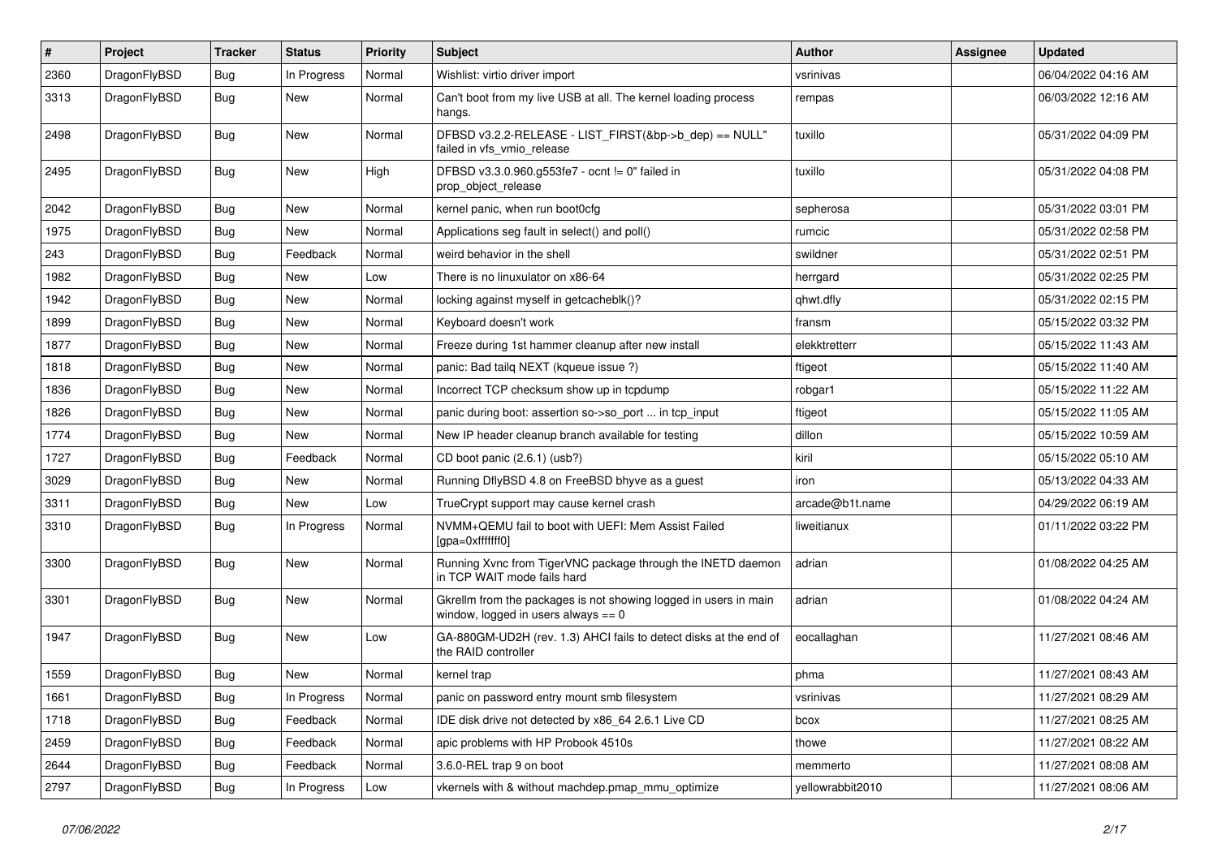| # | Project | Tracker | Status | Priority | Subject | Author | Assignee | Updated |
|---|---|---|---|---|---|---|---|---|
| 2360 | DragonFlyBSD | Bug | In Progress | Normal | Wishlist: virtio driver import | vsrinivas | | 06/04/2022 04:16 AM |
| 3313 | DragonFlyBSD | Bug | New | Normal | Can't boot from my live USB at all. The kernel loading process hangs. | rempas | | 06/03/2022 12:16 AM |
| 2498 | DragonFlyBSD | Bug | New | Normal | DFBSD v3.2.2-RELEASE - LIST_FIRST(&bp->b_dep) == NULL" failed in vfs_vmio_release | tuxillo | | 05/31/2022 04:09 PM |
| 2495 | DragonFlyBSD | Bug | New | High | DFBSD v3.3.0.960.g553fe7 - ocnt != 0" failed in prop_object_release | tuxillo | | 05/31/2022 04:08 PM |
| 2042 | DragonFlyBSD | Bug | New | Normal | kernel panic, when run boot0cfg | sepherosa | | 05/31/2022 03:01 PM |
| 1975 | DragonFlyBSD | Bug | New | Normal | Applications seg fault in select() and poll() | rumcic | | 05/31/2022 02:58 PM |
| 243 | DragonFlyBSD | Bug | Feedback | Normal | weird behavior in the shell | swildner | | 05/31/2022 02:51 PM |
| 1982 | DragonFlyBSD | Bug | New | Low | There is no linuxulator on x86-64 | herrgard | | 05/31/2022 02:25 PM |
| 1942 | DragonFlyBSD | Bug | New | Normal | locking against myself in getcacheblk()? | qhwt.dfly | | 05/31/2022 02:15 PM |
| 1899 | DragonFlyBSD | Bug | New | Normal | Keyboard doesn't work | fransm | | 05/15/2022 03:32 PM |
| 1877 | DragonFlyBSD | Bug | New | Normal | Freeze during 1st hammer cleanup after new install | elekktretterr | | 05/15/2022 11:43 AM |
| 1818 | DragonFlyBSD | Bug | New | Normal | panic: Bad tailq NEXT (kqueue issue ?) | ftigeot | | 05/15/2022 11:40 AM |
| 1836 | DragonFlyBSD | Bug | New | Normal | Incorrect TCP checksum show up in tcpdump | robgar1 | | 05/15/2022 11:22 AM |
| 1826 | DragonFlyBSD | Bug | New | Normal | panic during boot: assertion so->so_port ... in tcp_input | ftigeot | | 05/15/2022 11:05 AM |
| 1774 | DragonFlyBSD | Bug | New | Normal | New IP header cleanup branch available for testing | dillon | | 05/15/2022 10:59 AM |
| 1727 | DragonFlyBSD | Bug | Feedback | Normal | CD boot panic (2.6.1) (usb?) | kiril | | 05/15/2022 05:10 AM |
| 3029 | DragonFlyBSD | Bug | New | Normal | Running DflyBSD 4.8 on FreeBSD bhyve as a guest | iron | | 05/13/2022 04:33 AM |
| 3311 | DragonFlyBSD | Bug | New | Low | TrueCrypt support may cause kernel crash | arcade@b1t.name | | 04/29/2022 06:19 AM |
| 3310 | DragonFlyBSD | Bug | In Progress | Normal | NVMM+QEMU fail to boot with UEFI: Mem Assist Failed [gpa=0xfffffff0] | liweitianux | | 01/11/2022 03:22 PM |
| 3300 | DragonFlyBSD | Bug | New | Normal | Running Xvnc from TigerVNC package through the INETD daemon in TCP WAIT mode fails hard | adrian | | 01/08/2022 04:25 AM |
| 3301 | DragonFlyBSD | Bug | New | Normal | Gkrellm from the packages is not showing logged in users in main window, logged in users always == 0 | adrian | | 01/08/2022 04:24 AM |
| 1947 | DragonFlyBSD | Bug | New | Low | GA-880GM-UD2H (rev. 1.3) AHCI fails to detect disks at the end of the RAID controller | eocallaghan | | 11/27/2021 08:46 AM |
| 1559 | DragonFlyBSD | Bug | New | Normal | kernel trap | phma | | 11/27/2021 08:43 AM |
| 1661 | DragonFlyBSD | Bug | In Progress | Normal | panic on password entry mount smb filesystem | vsrinivas | | 11/27/2021 08:29 AM |
| 1718 | DragonFlyBSD | Bug | Feedback | Normal | IDE disk drive not detected by x86_64 2.6.1 Live CD | bcox | | 11/27/2021 08:25 AM |
| 2459 | DragonFlyBSD | Bug | Feedback | Normal | apic problems with HP Probook 4510s | thowe | | 11/27/2021 08:22 AM |
| 2644 | DragonFlyBSD | Bug | Feedback | Normal | 3.6.0-REL trap 9 on boot | memmerto | | 11/27/2021 08:08 AM |
| 2797 | DragonFlyBSD | Bug | In Progress | Low | vkernels with & without machdep.pmap_mmu_optimize | yellowrabbit2010 | | 11/27/2021 08:06 AM |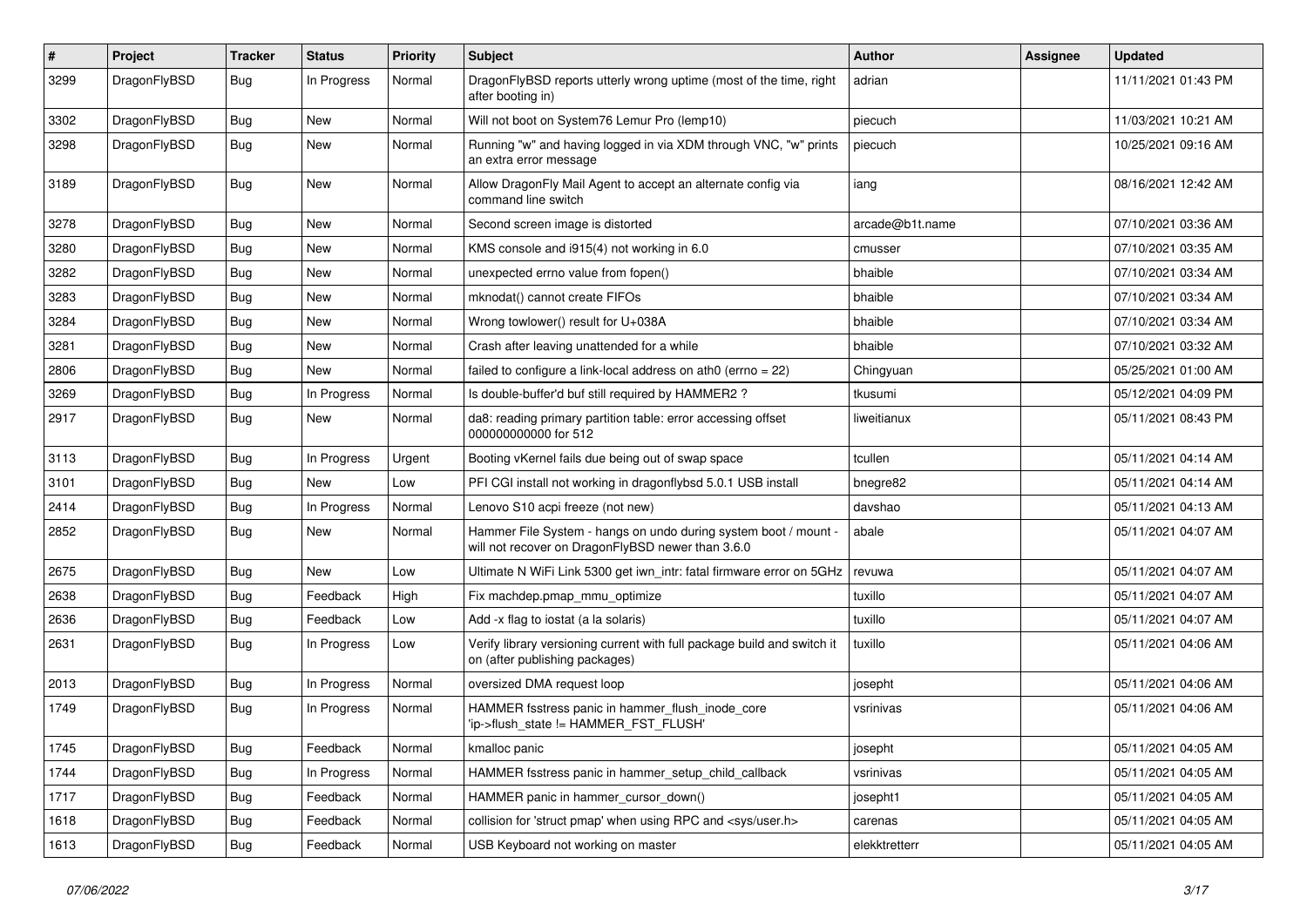| # | Project | Tracker | Status | Priority | Subject | Author | Assignee | Updated |
|---|---|---|---|---|---|---|---|---|
| 3299 | DragonFlyBSD | Bug | In Progress | Normal | DragonFlyBSD reports utterly wrong uptime (most of the time, right after booting in) | adrian | | 11/11/2021 01:43 PM |
| 3302 | DragonFlyBSD | Bug | New | Normal | Will not boot on System76 Lemur Pro (lemp10) | piecuch | | 11/03/2021 10:21 AM |
| 3298 | DragonFlyBSD | Bug | New | Normal | Running "w" and having logged in via XDM through VNC, "w" prints an extra error message | piecuch | | 10/25/2021 09:16 AM |
| 3189 | DragonFlyBSD | Bug | New | Normal | Allow DragonFly Mail Agent to accept an alternate config via command line switch | iang | | 08/16/2021 12:42 AM |
| 3278 | DragonFlyBSD | Bug | New | Normal | Second screen image is distorted | arcade@b1t.name | | 07/10/2021 03:36 AM |
| 3280 | DragonFlyBSD | Bug | New | Normal | KMS console and i915(4) not working in 6.0 | cmusser | | 07/10/2021 03:35 AM |
| 3282 | DragonFlyBSD | Bug | New | Normal | unexpected errno value from fopen() | bhaible | | 07/10/2021 03:34 AM |
| 3283 | DragonFlyBSD | Bug | New | Normal | mknodat() cannot create FIFOs | bhaible | | 07/10/2021 03:34 AM |
| 3284 | DragonFlyBSD | Bug | New | Normal | Wrong towlower() result for U+038A | bhaible | | 07/10/2021 03:34 AM |
| 3281 | DragonFlyBSD | Bug | New | Normal | Crash after leaving unattended for a while | bhaible | | 07/10/2021 03:32 AM |
| 2806 | DragonFlyBSD | Bug | New | Normal | failed to configure a link-local address on ath0 (errno = 22) | Chingyuan | | 05/25/2021 01:00 AM |
| 3269 | DragonFlyBSD | Bug | In Progress | Normal | Is double-buffer'd buf still required by HAMMER2 ? | tkusumi | | 05/12/2021 04:09 PM |
| 2917 | DragonFlyBSD | Bug | New | Normal | da8: reading primary partition table: error accessing offset 000000000000 for 512 | liweitianux | | 05/11/2021 08:43 PM |
| 3113 | DragonFlyBSD | Bug | In Progress | Urgent | Booting vKernel fails due being out of swap space | tcullen | | 05/11/2021 04:14 AM |
| 3101 | DragonFlyBSD | Bug | New | Low | PFI CGI install not working in dragonflybsd 5.0.1 USB install | bnegre82 | | 05/11/2021 04:14 AM |
| 2414 | DragonFlyBSD | Bug | In Progress | Normal | Lenovo S10 acpi freeze (not new) | davshao | | 05/11/2021 04:13 AM |
| 2852 | DragonFlyBSD | Bug | New | Normal | Hammer File System - hangs on undo during system boot / mount - will not recover on DragonFlyBSD newer than 3.6.0 | abale | | 05/11/2021 04:07 AM |
| 2675 | DragonFlyBSD | Bug | New | Low | Ultimate N WiFi Link 5300 get iwn_intr: fatal firmware error on 5GHz | revuwa | | 05/11/2021 04:07 AM |
| 2638 | DragonFlyBSD | Bug | Feedback | High | Fix machdep.pmap_mmu_optimize | tuxillo | | 05/11/2021 04:07 AM |
| 2636 | DragonFlyBSD | Bug | Feedback | Low | Add -x flag to iostat (a la solaris) | tuxillo | | 05/11/2021 04:07 AM |
| 2631 | DragonFlyBSD | Bug | In Progress | Low | Verify library versioning current with full package build and switch it on (after publishing packages) | tuxillo | | 05/11/2021 04:06 AM |
| 2013 | DragonFlyBSD | Bug | In Progress | Normal | oversized DMA request loop | josepht | | 05/11/2021 04:06 AM |
| 1749 | DragonFlyBSD | Bug | In Progress | Normal | HAMMER fsstress panic in hammer_flush_inode_core 'ip->flush_state != HAMMER_FST_FLUSH' | vsrinivas | | 05/11/2021 04:06 AM |
| 1745 | DragonFlyBSD | Bug | Feedback | Normal | kmalloc panic | josepht | | 05/11/2021 04:05 AM |
| 1744 | DragonFlyBSD | Bug | In Progress | Normal | HAMMER fsstress panic in hammer_setup_child_callback | vsrinivas | | 05/11/2021 04:05 AM |
| 1717 | DragonFlyBSD | Bug | Feedback | Normal | HAMMER panic in hammer_cursor_down() | josepht1 | | 05/11/2021 04:05 AM |
| 1618 | DragonFlyBSD | Bug | Feedback | Normal | collision for 'struct pmap' when using RPC and <sys/user.h> | carenas | | 05/11/2021 04:05 AM |
| 1613 | DragonFlyBSD | Bug | Feedback | Normal | USB Keyboard not working on master | elekktretterr | | 05/11/2021 04:05 AM |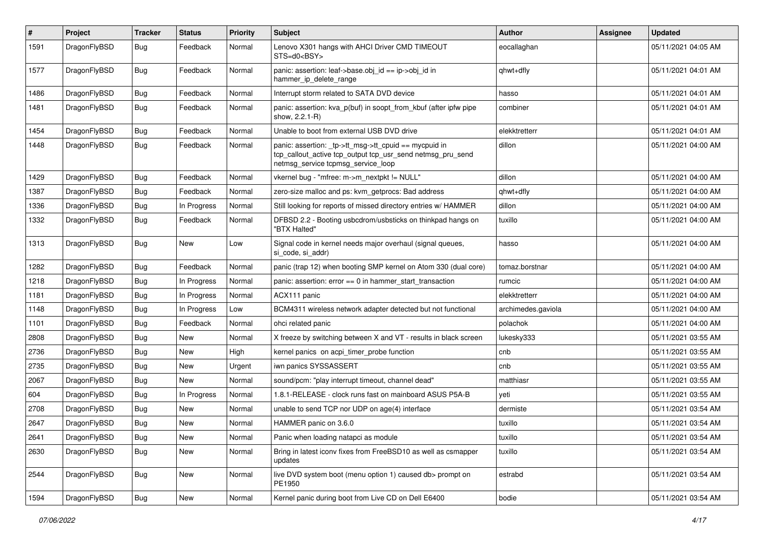| # | Project | Tracker | Status | Priority | Subject | Author | Assignee | Updated |
|---|---|---|---|---|---|---|---|---|
| 1591 | DragonFlyBSD | Bug | Feedback | Normal | Lenovo X301 hangs with AHCI Driver CMD TIMEOUT STS=d0<BSY> | eocallaghan | | 05/11/2021 04:05 AM |
| 1577 | DragonFlyBSD | Bug | Feedback | Normal | panic: assertion: leaf->base.obj_id == ip->obj_id in hammer_ip_delete_range | qhwt+dfly | | 05/11/2021 04:01 AM |
| 1486 | DragonFlyBSD | Bug | Feedback | Normal | Interrupt storm related to SATA DVD device | hasso | | 05/11/2021 04:01 AM |
| 1481 | DragonFlyBSD | Bug | Feedback | Normal | panic: assertion: kva_p(buf) in soopt_from_kbuf (after ipfw pipe show, 2.2.1-R) | combiner | | 05/11/2021 04:01 AM |
| 1454 | DragonFlyBSD | Bug | Feedback | Normal | Unable to boot from external USB DVD drive | elekktretterr | | 05/11/2021 04:01 AM |
| 1448 | DragonFlyBSD | Bug | Feedback | Normal | panic: assertion: _tp->tt_msg->tt_cpuid == mycpuid in tcp_callout_active tcp_output tcp_usr_send netmsg_pru_send netmsg_service tcpmsg_service_loop | dillon | | 05/11/2021 04:00 AM |
| 1429 | DragonFlyBSD | Bug | Feedback | Normal | vkernel bug - "mfree: m->m_nextpkt != NULL" | dillon | | 05/11/2021 04:00 AM |
| 1387 | DragonFlyBSD | Bug | Feedback | Normal | zero-size malloc and ps: kvm_getprocs: Bad address | qhwt+dfly | | 05/11/2021 04:00 AM |
| 1336 | DragonFlyBSD | Bug | In Progress | Normal | Still looking for reports of missed directory entries w/ HAMMER | dillon | | 05/11/2021 04:00 AM |
| 1332 | DragonFlyBSD | Bug | Feedback | Normal | DFBSD 2.2 - Booting usbcdrom/usbsticks on thinkpad hangs on "BTX Halted" | tuxillo | | 05/11/2021 04:00 AM |
| 1313 | DragonFlyBSD | Bug | New | Low | Signal code in kernel needs major overhaul (signal queues, si_code, si_addr) | hasso | | 05/11/2021 04:00 AM |
| 1282 | DragonFlyBSD | Bug | Feedback | Normal | panic (trap 12) when booting SMP kernel on Atom 330 (dual core) | tomaz.borstnar | | 05/11/2021 04:00 AM |
| 1218 | DragonFlyBSD | Bug | In Progress | Normal | panic: assertion: error == 0 in hammer_start_transaction | rumcic | | 05/11/2021 04:00 AM |
| 1181 | DragonFlyBSD | Bug | In Progress | Normal | ACX111 panic | elekktretterr | | 05/11/2021 04:00 AM |
| 1148 | DragonFlyBSD | Bug | In Progress | Low | BCM4311 wireless network adapter detected but not functional | archimedes.gaviola | | 05/11/2021 04:00 AM |
| 1101 | DragonFlyBSD | Bug | Feedback | Normal | ohci related panic | polachok | | 05/11/2021 04:00 AM |
| 2808 | DragonFlyBSD | Bug | New | Normal | X freeze by switching between X and VT - results in black screen | lukesky333 | | 05/11/2021 03:55 AM |
| 2736 | DragonFlyBSD | Bug | New | High | kernel panics on acpi_timer_probe function | cnb | | 05/11/2021 03:55 AM |
| 2735 | DragonFlyBSD | Bug | New | Urgent | iwn panics SYSSASSERT | cnb | | 05/11/2021 03:55 AM |
| 2067 | DragonFlyBSD | Bug | New | Normal | sound/pcm: "play interrupt timeout, channel dead" | matthiasr | | 05/11/2021 03:55 AM |
| 604 | DragonFlyBSD | Bug | In Progress | Normal | 1.8.1-RELEASE - clock runs fast on mainboard ASUS P5A-B | yeti | | 05/11/2021 03:55 AM |
| 2708 | DragonFlyBSD | Bug | New | Normal | unable to send TCP nor UDP on age(4) interface | dermiste | | 05/11/2021 03:54 AM |
| 2647 | DragonFlyBSD | Bug | New | Normal | HAMMER panic on 3.6.0 | tuxillo | | 05/11/2021 03:54 AM |
| 2641 | DragonFlyBSD | Bug | New | Normal | Panic when loading natapci as module | tuxillo | | 05/11/2021 03:54 AM |
| 2630 | DragonFlyBSD | Bug | New | Normal | Bring in latest iconv fixes from FreeBSD10 as well as csmapper updates | tuxillo | | 05/11/2021 03:54 AM |
| 2544 | DragonFlyBSD | Bug | New | Normal | live DVD system boot (menu option 1) caused db> prompt on PE1950 | estrabd | | 05/11/2021 03:54 AM |
| 1594 | DragonFlyBSD | Bug | New | Normal | Kernel panic during boot from Live CD on Dell E6400 | bodie | | 05/11/2021 03:54 AM |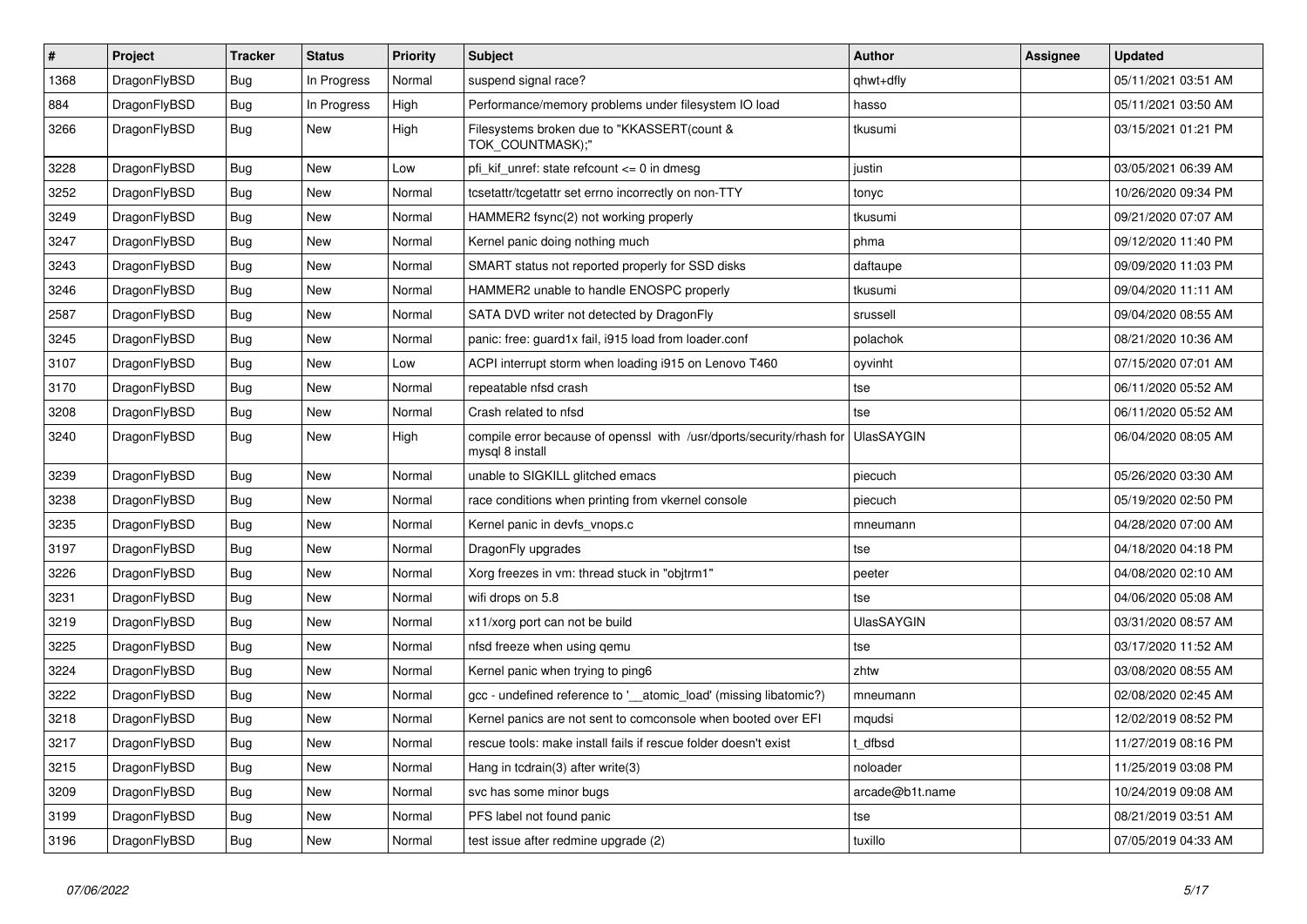| # | Project | Tracker | Status | Priority | Subject | Author | Assignee | Updated |
|---|---|---|---|---|---|---|---|---|
| 1368 | DragonFlyBSD | Bug | In Progress | Normal | suspend signal race? | qhwt+dfly | | 05/11/2021 03:51 AM |
| 884 | DragonFlyBSD | Bug | In Progress | High | Performance/memory problems under filesystem IO load | hasso | | 05/11/2021 03:50 AM |
| 3266 | DragonFlyBSD | Bug | New | High | Filesystems broken due to "KKASSERT(count & TOK_COUNTMASK);" | tkusumi | | 03/15/2021 01:21 PM |
| 3228 | DragonFlyBSD | Bug | New | Low | pfi_kif_unref: state refcount <= 0 in dmesg | justin | | 03/05/2021 06:39 AM |
| 3252 | DragonFlyBSD | Bug | New | Normal | tcsetattr/tcgetattr set errno incorrectly on non-TTY | tonyc | | 10/26/2020 09:34 PM |
| 3249 | DragonFlyBSD | Bug | New | Normal | HAMMER2 fsync(2) not working properly | tkusumi | | 09/21/2020 07:07 AM |
| 3247 | DragonFlyBSD | Bug | New | Normal | Kernel panic doing nothing much | phma | | 09/12/2020 11:40 PM |
| 3243 | DragonFlyBSD | Bug | New | Normal | SMART status not reported properly for SSD disks | daftaupe | | 09/09/2020 11:03 PM |
| 3246 | DragonFlyBSD | Bug | New | Normal | HAMMER2 unable to handle ENOSPC properly | tkusumi | | 09/04/2020 11:11 AM |
| 2587 | DragonFlyBSD | Bug | New | Normal | SATA DVD writer not detected by DragonFly | srussell | | 09/04/2020 08:55 AM |
| 3245 | DragonFlyBSD | Bug | New | Normal | panic: free: guard1x fail, i915 load from loader.conf | polachok | | 08/21/2020 10:36 AM |
| 3107 | DragonFlyBSD | Bug | New | Low | ACPI interrupt storm when loading i915 on Lenovo T460 | oyvinht | | 07/15/2020 07:01 AM |
| 3170 | DragonFlyBSD | Bug | New | Normal | repeatable nfsd crash | tse | | 06/11/2020 05:52 AM |
| 3208 | DragonFlyBSD | Bug | New | Normal | Crash related to nfsd | tse | | 06/11/2020 05:52 AM |
| 3240 | DragonFlyBSD | Bug | New | High | compile error because of openssl with /usr/dports/security/rhash for mysql 8 install | UlasSAYGIN | | 06/04/2020 08:05 AM |
| 3239 | DragonFlyBSD | Bug | New | Normal | unable to SIGKILL glitched emacs | piecuch | | 05/26/2020 03:30 AM |
| 3238 | DragonFlyBSD | Bug | New | Normal | race conditions when printing from vkernel console | piecuch | | 05/19/2020 02:50 PM |
| 3235 | DragonFlyBSD | Bug | New | Normal | Kernel panic in devfs_vnops.c | mneumann | | 04/28/2020 07:00 AM |
| 3197 | DragonFlyBSD | Bug | New | Normal | DragonFly upgrades | tse | | 04/18/2020 04:18 PM |
| 3226 | DragonFlyBSD | Bug | New | Normal | Xorg freezes in vm: thread stuck in "objtrm1" | peeter | | 04/08/2020 02:10 AM |
| 3231 | DragonFlyBSD | Bug | New | Normal | wifi drops on 5.8 | tse | | 04/06/2020 05:08 AM |
| 3219 | DragonFlyBSD | Bug | New | Normal | x11/xorg port can not be build | UlasSAYGIN | | 03/31/2020 08:57 AM |
| 3225 | DragonFlyBSD | Bug | New | Normal | nfsd freeze when using qemu | tse | | 03/17/2020 11:52 AM |
| 3224 | DragonFlyBSD | Bug | New | Normal | Kernel panic when trying to ping6 | zhtw | | 03/08/2020 08:55 AM |
| 3222 | DragonFlyBSD | Bug | New | Normal | gcc - undefined reference to '__atomic_load' (missing libatomic?) | mneumann | | 02/08/2020 02:45 AM |
| 3218 | DragonFlyBSD | Bug | New | Normal | Kernel panics are not sent to comconsole when booted over EFI | mqudsi | | 12/02/2019 08:52 PM |
| 3217 | DragonFlyBSD | Bug | New | Normal | rescue tools: make install fails if rescue folder doesn't exist | t_dfbsd | | 11/27/2019 08:16 PM |
| 3215 | DragonFlyBSD | Bug | New | Normal | Hang in tcdrain(3) after write(3) | noloader | | 11/25/2019 03:08 PM |
| 3209 | DragonFlyBSD | Bug | New | Normal | svc has some minor bugs | arcade@b1t.name | | 10/24/2019 09:08 AM |
| 3199 | DragonFlyBSD | Bug | New | Normal | PFS label not found panic | tse | | 08/21/2019 03:51 AM |
| 3196 | DragonFlyBSD | Bug | New | Normal | test issue after redmine upgrade (2) | tuxillo | | 07/05/2019 04:33 AM |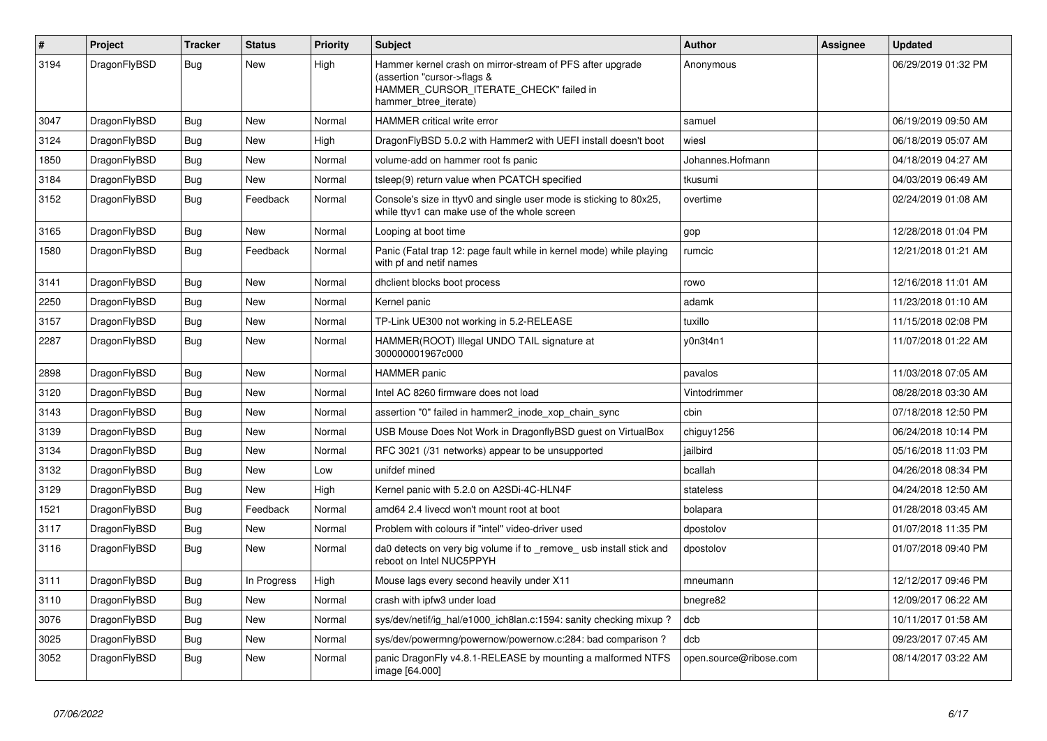| # | Project | Tracker | Status | Priority | Subject | Author | Assignee | Updated |
|---|---|---|---|---|---|---|---|---|
| 3194 | DragonFlyBSD | Bug | New | High | Hammer kernel crash on mirror-stream of PFS after upgrade (assertion "cursor->flags & HAMMER_CURSOR_ITERATE_CHECK" failed in hammer_btree_iterate) | Anonymous | | 06/29/2019 01:32 PM |
| 3047 | DragonFlyBSD | Bug | New | Normal | HAMMER critical write error | samuel | | 06/19/2019 09:50 AM |
| 3124 | DragonFlyBSD | Bug | New | High | DragonFlyBSD 5.0.2 with Hammer2 with UEFI install doesn't boot | wiesl | | 06/18/2019 05:07 AM |
| 1850 | DragonFlyBSD | Bug | New | Normal | volume-add on hammer root fs panic | Johannes.Hofmann | | 04/18/2019 04:27 AM |
| 3184 | DragonFlyBSD | Bug | New | Normal | tsleep(9) return value when PCATCH specified | tkusumi | | 04/03/2019 06:49 AM |
| 3152 | DragonFlyBSD | Bug | Feedback | Normal | Console's size in ttyv0 and single user mode is sticking to 80x25, while ttyv1 can make use of the whole screen | overtime | | 02/24/2019 01:08 AM |
| 3165 | DragonFlyBSD | Bug | New | Normal | Looping at boot time | gop | | 12/28/2018 01:04 PM |
| 1580 | DragonFlyBSD | Bug | Feedback | Normal | Panic (Fatal trap 12: page fault while in kernel mode) while playing with pf and netif names | rumcic | | 12/21/2018 01:21 AM |
| 3141 | DragonFlyBSD | Bug | New | Normal | dhclient blocks boot process | rowo | | 12/16/2018 11:01 AM |
| 2250 | DragonFlyBSD | Bug | New | Normal | Kernel panic | adamk | | 11/23/2018 01:10 AM |
| 3157 | DragonFlyBSD | Bug | New | Normal | TP-Link UE300 not working in 5.2-RELEASE | tuxillo | | 11/15/2018 02:08 PM |
| 2287 | DragonFlyBSD | Bug | New | Normal | HAMMER(ROOT) Illegal UNDO TAIL signature at 300000001967c000 | y0n3t4n1 | | 11/07/2018 01:22 AM |
| 2898 | DragonFlyBSD | Bug | New | Normal | HAMMER panic | pavalos | | 11/03/2018 07:05 AM |
| 3120 | DragonFlyBSD | Bug | New | Normal | Intel AC 8260 firmware does not load | Vintodrimmer | | 08/28/2018 03:30 AM |
| 3143 | DragonFlyBSD | Bug | New | Normal | assertion "0" failed in hammer2_inode_xop_chain_sync | cbin | | 07/18/2018 12:50 PM |
| 3139 | DragonFlyBSD | Bug | New | Normal | USB Mouse Does Not Work in DragonflyBSD guest on VirtualBox | chiguy1256 | | 06/24/2018 10:14 PM |
| 3134 | DragonFlyBSD | Bug | New | Normal | RFC 3021 (/31 networks) appear to be unsupported | jailbird | | 05/16/2018 11:03 PM |
| 3132 | DragonFlyBSD | Bug | New | Low | unifdef mined | bcallah | | 04/26/2018 08:34 PM |
| 3129 | DragonFlyBSD | Bug | New | High | Kernel panic with 5.2.0 on A2SDi-4C-HLN4F | stateless | | 04/24/2018 12:50 AM |
| 1521 | DragonFlyBSD | Bug | Feedback | Normal | amd64 2.4 livecd won't mount root at boot | bolapara | | 01/28/2018 03:45 AM |
| 3117 | DragonFlyBSD | Bug | New | Normal | Problem with colours if "intel" video-driver used | dpostolov | | 01/07/2018 11:35 PM |
| 3116 | DragonFlyBSD | Bug | New | Normal | da0 detects on very big volume if to _remove_ usb install stick and reboot on Intel NUC5PPYH | dpostolov | | 01/07/2018 09:40 PM |
| 3111 | DragonFlyBSD | Bug | In Progress | High | Mouse lags every second heavily under X11 | mneumann | | 12/12/2017 09:46 PM |
| 3110 | DragonFlyBSD | Bug | New | Normal | crash with ipfw3 under load | bnegre82 | | 12/09/2017 06:22 AM |
| 3076 | DragonFlyBSD | Bug | New | Normal | sys/dev/netif/ig_hal/e1000_ich8lan.c:1594: sanity checking mixup ? | dcb | | 10/11/2017 01:58 AM |
| 3025 | DragonFlyBSD | Bug | New | Normal | sys/dev/powermng/powernow/powernow.c:284: bad comparison ? | dcb | | 09/23/2017 07:45 AM |
| 3052 | DragonFlyBSD | Bug | New | Normal | panic DragonFly v4.8.1-RELEASE by mounting a malformed NTFS image [64.000] | open.source@ribose.com | | 08/14/2017 03:22 AM |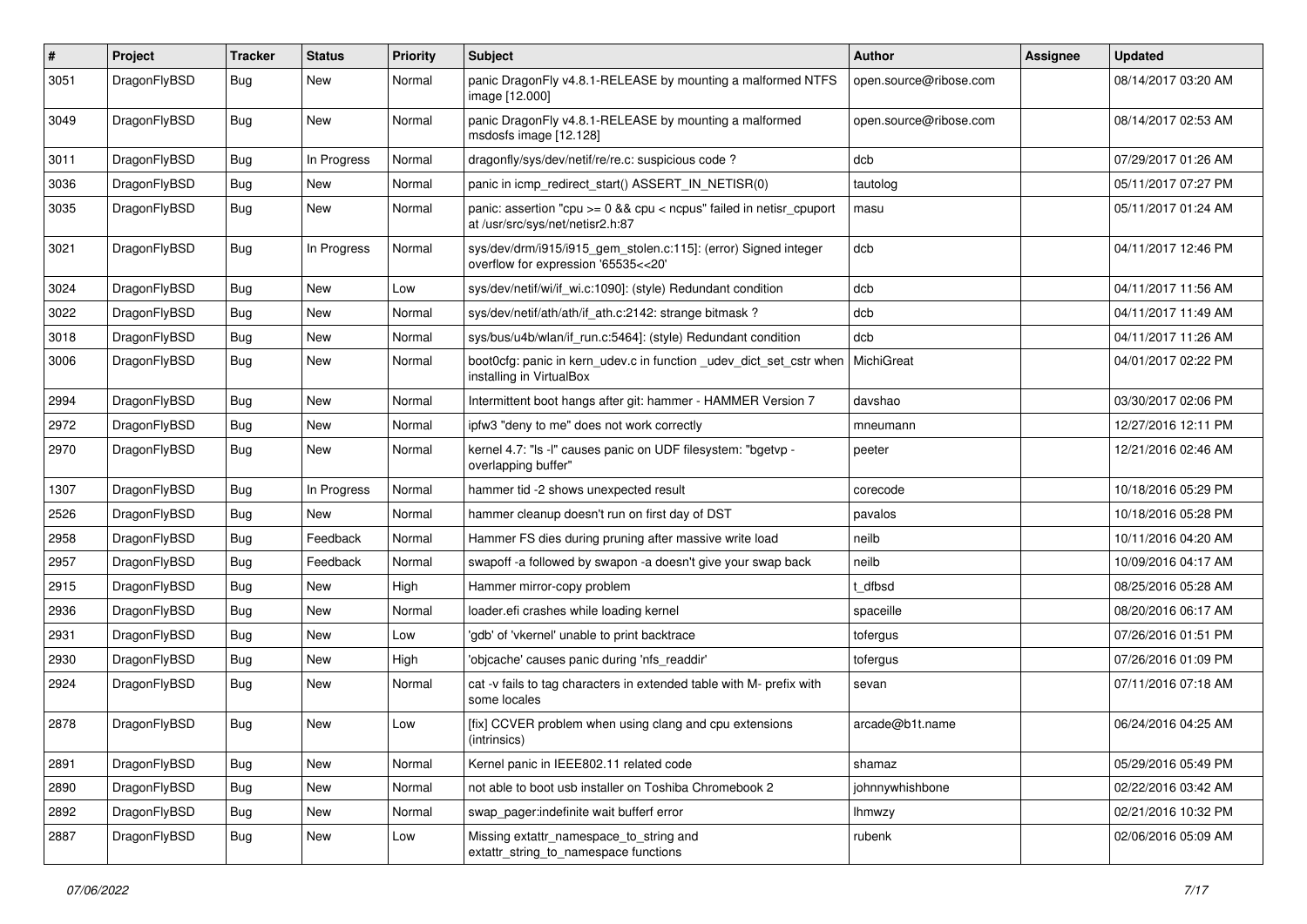| # | Project | Tracker | Status | Priority | Subject | Author | Assignee | Updated |
|---|---|---|---|---|---|---|---|---|
| 3051 | DragonFlyBSD | Bug | New | Normal | panic DragonFly v4.8.1-RELEASE by mounting a malformed NTFS image [12.000] | open.source@ribose.com | | 08/14/2017 03:20 AM |
| 3049 | DragonFlyBSD | Bug | New | Normal | panic DragonFly v4.8.1-RELEASE by mounting a malformed msdosfs image [12.128] | open.source@ribose.com | | 08/14/2017 02:53 AM |
| 3011 | DragonFlyBSD | Bug | In Progress | Normal | dragonfly/sys/dev/netif/re/re.c: suspicious code ? | dcb | | 07/29/2017 01:26 AM |
| 3036 | DragonFlyBSD | Bug | New | Normal | panic in icmp_redirect_start() ASSERT_IN_NETISR(0) | tautolog | | 05/11/2017 07:27 PM |
| 3035 | DragonFlyBSD | Bug | New | Normal | panic: assertion "cpu >= 0 && cpu < ncpus" failed in netisr_cpuport at /usr/src/sys/net/netisr2.h:87 | masu | | 05/11/2017 01:24 AM |
| 3021 | DragonFlyBSD | Bug | In Progress | Normal | sys/dev/drm/i915/i915_gem_stolen.c:115]: (error) Signed integer overflow for expression '65535<<20' | dcb | | 04/11/2017 12:46 PM |
| 3024 | DragonFlyBSD | Bug | New | Low | sys/dev/netif/wi/if_wi.c:1090]: (style) Redundant condition | dcb | | 04/11/2017 11:56 AM |
| 3022 | DragonFlyBSD | Bug | New | Normal | sys/dev/netif/ath/ath/if_ath.c:2142: strange bitmask ? | dcb | | 04/11/2017 11:49 AM |
| 3018 | DragonFlyBSD | Bug | New | Normal | sys/bus/u4b/wlan/if_run.c:5464]: (style) Redundant condition | dcb | | 04/11/2017 11:26 AM |
| 3006 | DragonFlyBSD | Bug | New | Normal | boot0cfg: panic in kern_udev.c in function _udev_dict_set_cstr when installing in VirtualBox | MichiGreat | | 04/01/2017 02:22 PM |
| 2994 | DragonFlyBSD | Bug | New | Normal | Intermittent boot hangs after git: hammer - HAMMER Version 7 | davshao | | 03/30/2017 02:06 PM |
| 2972 | DragonFlyBSD | Bug | New | Normal | ipfw3 "deny to me" does not work correctly | mneumann | | 12/27/2016 12:11 PM |
| 2970 | DragonFlyBSD | Bug | New | Normal | kernel 4.7: "ls -l" causes panic on UDF filesystem: "bgetvp - overlapping buffer" | peeter | | 12/21/2016 02:46 AM |
| 1307 | DragonFlyBSD | Bug | In Progress | Normal | hammer tid -2 shows unexpected result | corecode | | 10/18/2016 05:29 PM |
| 2526 | DragonFlyBSD | Bug | New | Normal | hammer cleanup doesn't run on first day of DST | pavalos | | 10/18/2016 05:28 PM |
| 2958 | DragonFlyBSD | Bug | Feedback | Normal | Hammer FS dies during pruning after massive write load | neilb | | 10/11/2016 04:20 AM |
| 2957 | DragonFlyBSD | Bug | Feedback | Normal | swapoff -a followed by swapon -a doesn't give your swap back | neilb | | 10/09/2016 04:17 AM |
| 2915 | DragonFlyBSD | Bug | New | High | Hammer mirror-copy problem | t_dfbsd | | 08/25/2016 05:28 AM |
| 2936 | DragonFlyBSD | Bug | New | Normal | loader.efi crashes while loading kernel | spaceille | | 08/20/2016 06:17 AM |
| 2931 | DragonFlyBSD | Bug | New | Low | 'gdb' of 'vkernel' unable to print backtrace | tofergus | | 07/26/2016 01:51 PM |
| 2930 | DragonFlyBSD | Bug | New | High | 'objcache' causes panic during 'nfs_readdir' | tofergus | | 07/26/2016 01:09 PM |
| 2924 | DragonFlyBSD | Bug | New | Normal | cat -v fails to tag characters in extended table with M- prefix with some locales | sevan | | 07/11/2016 07:18 AM |
| 2878 | DragonFlyBSD | Bug | New | Low | [fix] CCVER problem when using clang and cpu extensions (intrinsics) | arcade@b1t.name | | 06/24/2016 04:25 AM |
| 2891 | DragonFlyBSD | Bug | New | Normal | Kernel panic in IEEE802.11 related code | shamaz | | 05/29/2016 05:49 PM |
| 2890 | DragonFlyBSD | Bug | New | Normal | not able to boot usb installer on Toshiba Chromebook 2 | johnnywhishbone | | 02/22/2016 03:42 AM |
| 2892 | DragonFlyBSD | Bug | New | Normal | swap_pager:indefinite wait bufferf error | lhmwzy | | 02/21/2016 10:32 PM |
| 2887 | DragonFlyBSD | Bug | New | Low | Missing extattr_namespace_to_string and extattr_string_to_namespace functions | rubenk | | 02/06/2016 05:09 AM |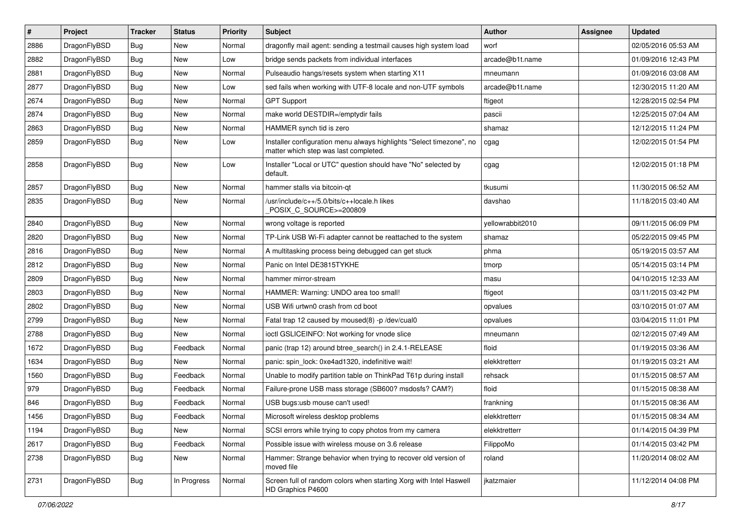| # | Project | Tracker | Status | Priority | Subject | Author | Assignee | Updated |
|---|---|---|---|---|---|---|---|---|
| 2886 | DragonFlyBSD | Bug | New | Normal | dragonfly mail agent: sending a testmail causes high system load | worf | | 02/05/2016 05:53 AM |
| 2882 | DragonFlyBSD | Bug | New | Low | bridge sends packets from individual interfaces | arcade@b1t.name | | 01/09/2016 12:43 PM |
| 2881 | DragonFlyBSD | Bug | New | Normal | Pulseaudio hangs/resets system when starting X11 | mneumann | | 01/09/2016 03:08 AM |
| 2877 | DragonFlyBSD | Bug | New | Low | sed fails when working with UTF-8 locale and non-UTF symbols | arcade@b1t.name | | 12/30/2015 11:20 AM |
| 2674 | DragonFlyBSD | Bug | New | Normal | GPT Support | ftigeot | | 12/28/2015 02:54 PM |
| 2874 | DragonFlyBSD | Bug | New | Normal | make world DESTDIR=/emptydir fails | pascii | | 12/25/2015 07:04 AM |
| 2863 | DragonFlyBSD | Bug | New | Normal | HAMMER synch tid is zero | shamaz | | 12/12/2015 11:24 PM |
| 2859 | DragonFlyBSD | Bug | New | Low | Installer configuration menu always highlights "Select timezone", no matter which step was last completed. | cgag | | 12/02/2015 01:54 PM |
| 2858 | DragonFlyBSD | Bug | New | Low | Installer "Local or UTC" question should have "No" selected by default. | cgag | | 12/02/2015 01:18 PM |
| 2857 | DragonFlyBSD | Bug | New | Normal | hammer stalls via bitcoin-qt | tkusumi | | 11/30/2015 06:52 AM |
| 2835 | DragonFlyBSD | Bug | New | Normal | /usr/include/c++/5.0/bits/c++locale.h likes _POSIX_C_SOURCE>=200809 | davshao | | 11/18/2015 03:40 AM |
| 2840 | DragonFlyBSD | Bug | New | Normal | wrong voltage is reported | yellowrabbit2010 | | 09/11/2015 06:09 PM |
| 2820 | DragonFlyBSD | Bug | New | Normal | TP-Link USB Wi-Fi adapter cannot be reattached to the system | shamaz | | 05/22/2015 09:45 PM |
| 2816 | DragonFlyBSD | Bug | New | Normal | A multitasking process being debugged can get stuck | phma | | 05/19/2015 03:57 AM |
| 2812 | DragonFlyBSD | Bug | New | Normal | Panic on Intel DE3815TYKHE | tmorp | | 05/14/2015 03:14 PM |
| 2809 | DragonFlyBSD | Bug | New | Normal | hammer mirror-stream | masu | | 04/10/2015 12:33 AM |
| 2803 | DragonFlyBSD | Bug | New | Normal | HAMMER: Warning: UNDO area too small! | ftigeot | | 03/11/2015 03:42 PM |
| 2802 | DragonFlyBSD | Bug | New | Normal | USB Wifi urtwn0 crash from cd boot | opvalues | | 03/10/2015 01:07 AM |
| 2799 | DragonFlyBSD | Bug | New | Normal | Fatal trap 12 caused by moused(8) -p /dev/cual0 | opvalues | | 03/04/2015 11:01 PM |
| 2788 | DragonFlyBSD | Bug | New | Normal | ioctl GSLICEINFO: Not working for vnode slice | mneumann | | 02/12/2015 07:49 AM |
| 1672 | DragonFlyBSD | Bug | Feedback | Normal | panic (trap 12) around btree_search() in 2.4.1-RELEASE | floid | | 01/19/2015 03:36 AM |
| 1634 | DragonFlyBSD | Bug | New | Normal | panic: spin_lock: 0xe4ad1320, indefinitive wait! | elekktretterr | | 01/19/2015 03:21 AM |
| 1560 | DragonFlyBSD | Bug | Feedback | Normal | Unable to modify partition table on ThinkPad T61p during install | rehsack | | 01/15/2015 08:57 AM |
| 979 | DragonFlyBSD | Bug | Feedback | Normal | Failure-prone USB mass storage (SB600? msdosfs? CAM?) | floid | | 01/15/2015 08:38 AM |
| 846 | DragonFlyBSD | Bug | Feedback | Normal | USB bugs:usb mouse can't used! | frankning | | 01/15/2015 08:36 AM |
| 1456 | DragonFlyBSD | Bug | Feedback | Normal | Microsoft wireless desktop problems | elekktretterr | | 01/15/2015 08:34 AM |
| 1194 | DragonFlyBSD | Bug | New | Normal | SCSI errors while trying to copy photos from my camera | elekktretterr | | 01/14/2015 04:39 PM |
| 2617 | DragonFlyBSD | Bug | Feedback | Normal | Possible issue with wireless mouse on 3.6 release | FilippoMo | | 01/14/2015 03:42 PM |
| 2738 | DragonFlyBSD | Bug | New | Normal | Hammer: Strange behavior when trying to recover old version of moved file | roland | | 11/20/2014 08:02 AM |
| 2731 | DragonFlyBSD | Bug | In Progress | Normal | Screen full of random colors when starting Xorg with Intel Haswell HD Graphics P4600 | jkatzmaier | | 11/12/2014 04:08 PM |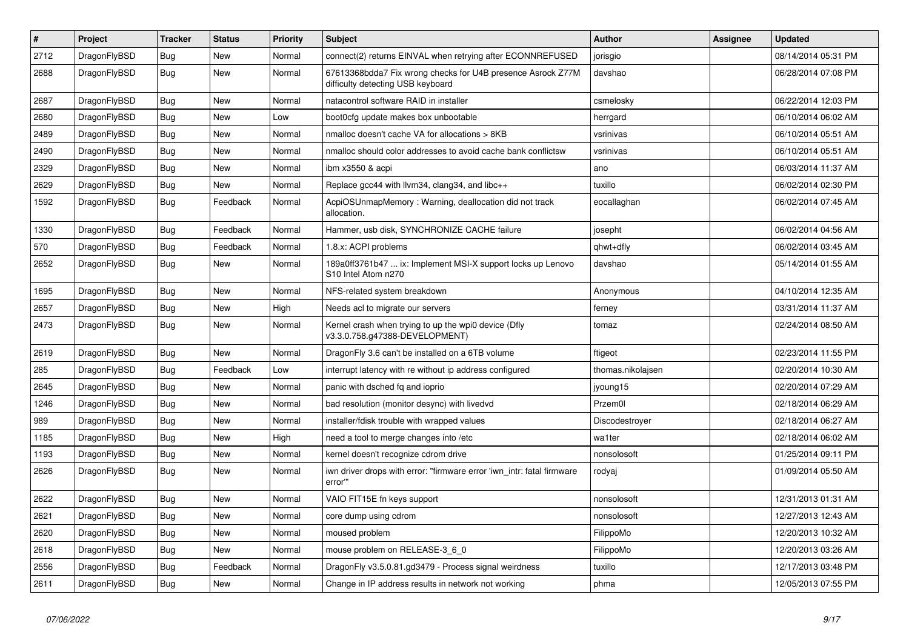| # | Project | Tracker | Status | Priority | Subject | Author | Assignee | Updated |
|---|---|---|---|---|---|---|---|---|
| 2712 | DragonFlyBSD | Bug | New | Normal | connect(2) returns EINVAL when retrying after ECONNREFUSED | jorisgio | | 08/14/2014 05:31 PM |
| 2688 | DragonFlyBSD | Bug | New | Normal | 67613368bdda7 Fix wrong checks for U4B presence Asrock Z77M difficulty detecting USB keyboard | davshao | | 06/28/2014 07:08 PM |
| 2687 | DragonFlyBSD | Bug | New | Normal | natacontrol software RAID in installer | csmelosky | | 06/22/2014 12:03 PM |
| 2680 | DragonFlyBSD | Bug | New | Low | boot0cfg update makes box unbootable | herrgard | | 06/10/2014 06:02 AM |
| 2489 | DragonFlyBSD | Bug | New | Normal | nmalloc doesn't cache VA for allocations > 8KB | vsrinivas | | 06/10/2014 05:51 AM |
| 2490 | DragonFlyBSD | Bug | New | Normal | nmalloc should color addresses to avoid cache bank conflictsw | vsrinivas | | 06/10/2014 05:51 AM |
| 2329 | DragonFlyBSD | Bug | New | Normal | ibm x3550 & acpi | ano | | 06/03/2014 11:37 AM |
| 2629 | DragonFlyBSD | Bug | New | Normal | Replace gcc44 with llvm34, clang34, and libc++ | tuxillo | | 06/02/2014 02:30 PM |
| 1592 | DragonFlyBSD | Bug | Feedback | Normal | AcpiOSUnmapMemory : Warning, deallocation did not track allocation. | eocallaghan | | 06/02/2014 07:45 AM |
| 1330 | DragonFlyBSD | Bug | Feedback | Normal | Hammer, usb disk, SYNCHRONIZE CACHE failure | josepht | | 06/02/2014 04:56 AM |
| 570 | DragonFlyBSD | Bug | Feedback | Normal | 1.8.x: ACPI problems | qhwt+dfly | | 06/02/2014 03:45 AM |
| 2652 | DragonFlyBSD | Bug | New | Normal | 189a0ff3761b47 ... ix: Implement MSI-X support locks up Lenovo S10 Intel Atom n270 | davshao | | 05/14/2014 01:55 AM |
| 1695 | DragonFlyBSD | Bug | New | Normal | NFS-related system breakdown | Anonymous | | 04/10/2014 12:35 AM |
| 2657 | DragonFlyBSD | Bug | New | High | Needs acl to migrate our servers | ferney | | 03/31/2014 11:37 AM |
| 2473 | DragonFlyBSD | Bug | New | Normal | Kernel crash when trying to up the wpi0 device (Dfly v3.3.0.758.g47388-DEVELOPMENT) | tomaz | | 02/24/2014 08:50 AM |
| 2619 | DragonFlyBSD | Bug | New | Normal | DragonFly 3.6 can't be installed on a 6TB volume | ftigeot | | 02/23/2014 11:55 PM |
| 285 | DragonFlyBSD | Bug | Feedback | Low | interrupt latency with re without ip address configured | thomas.nikolajsen | | 02/20/2014 10:30 AM |
| 2645 | DragonFlyBSD | Bug | New | Normal | panic with dsched fq and ioprio | jyoung15 | | 02/20/2014 07:29 AM |
| 1246 | DragonFlyBSD | Bug | New | Normal | bad resolution (monitor desync) with livedvd | Przem0l | | 02/18/2014 06:29 AM |
| 989 | DragonFlyBSD | Bug | New | Normal | installer/fdisk trouble with wrapped values | Discodestroyer | | 02/18/2014 06:27 AM |
| 1185 | DragonFlyBSD | Bug | New | High | need a tool to merge changes into /etc | wa1ter | | 02/18/2014 06:02 AM |
| 1193 | DragonFlyBSD | Bug | New | Normal | kernel doesn't recognize cdrom drive | nonsolosoft | | 01/25/2014 09:11 PM |
| 2626 | DragonFlyBSD | Bug | New | Normal | iwn driver drops with error: "firmware error 'iwn_intr: fatal firmware error'" | rodyaj | | 01/09/2014 05:50 AM |
| 2622 | DragonFlyBSD | Bug | New | Normal | VAIO FIT15E fn keys support | nonsolosoft | | 12/31/2013 01:31 AM |
| 2621 | DragonFlyBSD | Bug | New | Normal | core dump using cdrom | nonsolosoft | | 12/27/2013 12:43 AM |
| 2620 | DragonFlyBSD | Bug | New | Normal | moused problem | FilippoMo | | 12/20/2013 10:32 AM |
| 2618 | DragonFlyBSD | Bug | New | Normal | mouse problem on RELEASE-3_6_0 | FilippoMo | | 12/20/2013 03:26 AM |
| 2556 | DragonFlyBSD | Bug | Feedback | Normal | DragonFly v3.5.0.81.gd3479 - Process signal weirdness | tuxillo | | 12/17/2013 03:48 PM |
| 2611 | DragonFlyBSD | Bug | New | Normal | Change in IP address results in network not working | phma | | 12/05/2013 07:55 PM |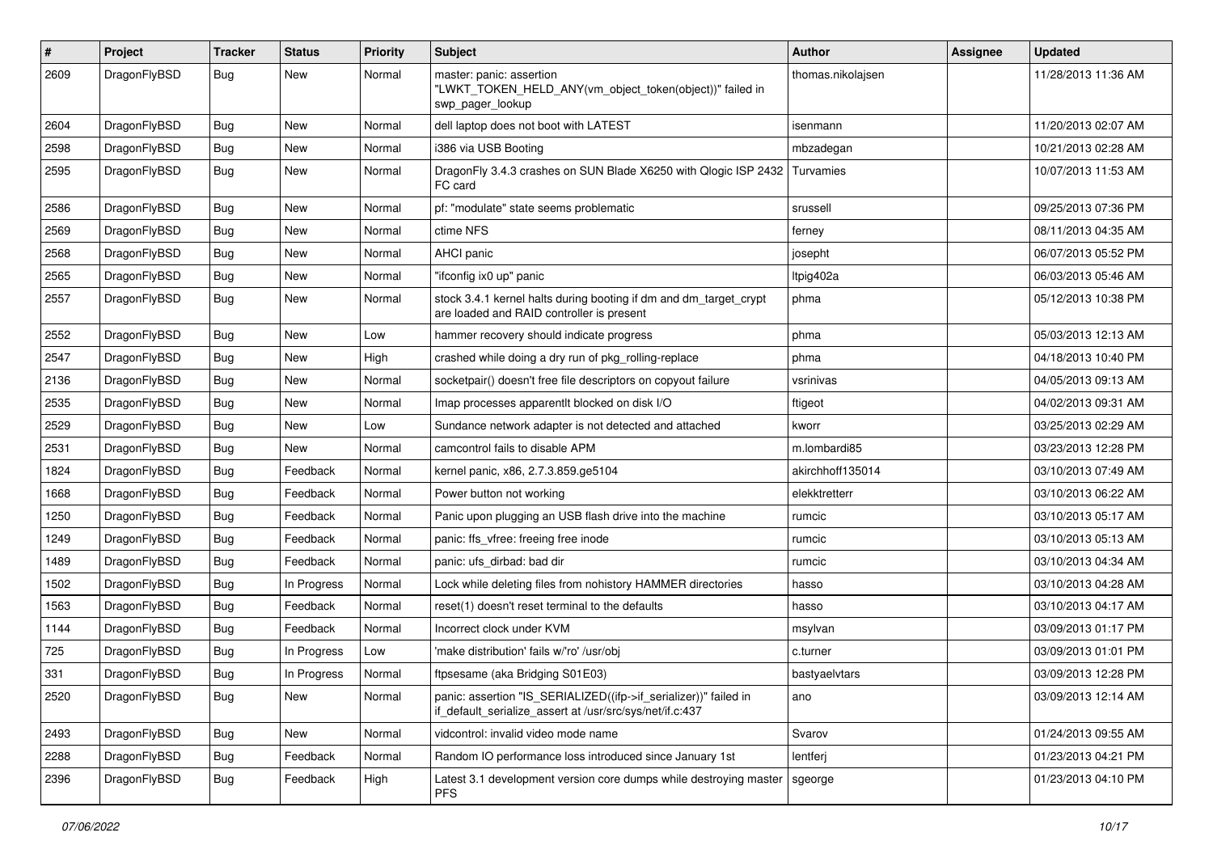| # | Project | Tracker | Status | Priority | Subject | Author | Assignee | Updated |
|---|---|---|---|---|---|---|---|---|
| 2609 | DragonFlyBSD | Bug | New | Normal | master: panic: assertion "LWKT_TOKEN_HELD_ANY(vm_object_token(object))" failed in swp_pager_lookup | thomas.nikolajsen | | 11/28/2013 11:36 AM |
| 2604 | DragonFlyBSD | Bug | New | Normal | dell laptop does not boot with LATEST | isenmann | | 11/20/2013 02:07 AM |
| 2598 | DragonFlyBSD | Bug | New | Normal | i386 via USB Booting | mbzadegan | | 10/21/2013 02:28 AM |
| 2595 | DragonFlyBSD | Bug | New | Normal | DragonFly 3.4.3 crashes on SUN Blade X6250 with Qlogic ISP 2432 FC card | Turvamies | | 10/07/2013 11:53 AM |
| 2586 | DragonFlyBSD | Bug | New | Normal | pf: "modulate" state seems problematic | srussell | | 09/25/2013 07:36 PM |
| 2569 | DragonFlyBSD | Bug | New | Normal | ctime NFS | ferney | | 08/11/2013 04:35 AM |
| 2568 | DragonFlyBSD | Bug | New | Normal | AHCI panic | josepht | | 06/07/2013 05:52 PM |
| 2565 | DragonFlyBSD | Bug | New | Normal | "ifconfig ix0 up" panic | ltpig402a | | 06/03/2013 05:46 AM |
| 2557 | DragonFlyBSD | Bug | New | Normal | stock 3.4.1 kernel halts during booting if dm and dm_target_crypt are loaded and RAID controller is present | phma | | 05/12/2013 10:38 PM |
| 2552 | DragonFlyBSD | Bug | New | Low | hammer recovery should indicate progress | phma | | 05/03/2013 12:13 AM |
| 2547 | DragonFlyBSD | Bug | New | High | crashed while doing a dry run of pkg_rolling-replace | phma | | 04/18/2013 10:40 PM |
| 2136 | DragonFlyBSD | Bug | New | Normal | socketpair() doesn't free file descriptors on copyout failure | vsrinivas | | 04/05/2013 09:13 AM |
| 2535 | DragonFlyBSD | Bug | New | Normal | Imap processes apparentlt blocked on disk I/O | ftigeot | | 04/02/2013 09:31 AM |
| 2529 | DragonFlyBSD | Bug | New | Low | Sundance network adapter is not detected and attached | kworr | | 03/25/2013 02:29 AM |
| 2531 | DragonFlyBSD | Bug | New | Normal | camcontrol fails to disable APM | m.lombardi85 | | 03/23/2013 12:28 PM |
| 1824 | DragonFlyBSD | Bug | Feedback | Normal | kernel panic, x86, 2.7.3.859.ge5104 | akirchhoff135014 | | 03/10/2013 07:49 AM |
| 1668 | DragonFlyBSD | Bug | Feedback | Normal | Power button not working | elekktretterr | | 03/10/2013 06:22 AM |
| 1250 | DragonFlyBSD | Bug | Feedback | Normal | Panic upon plugging an USB flash drive into the machine | rumcic | | 03/10/2013 05:17 AM |
| 1249 | DragonFlyBSD | Bug | Feedback | Normal | panic: ffs_vfree: freeing free inode | rumcic | | 03/10/2013 05:13 AM |
| 1489 | DragonFlyBSD | Bug | Feedback | Normal | panic: ufs_dirbad: bad dir | rumcic | | 03/10/2013 04:34 AM |
| 1502 | DragonFlyBSD | Bug | In Progress | Normal | Lock while deleting files from nohistory HAMMER directories | hasso | | 03/10/2013 04:28 AM |
| 1563 | DragonFlyBSD | Bug | Feedback | Normal | reset(1) doesn't reset terminal to the defaults | hasso | | 03/10/2013 04:17 AM |
| 1144 | DragonFlyBSD | Bug | Feedback | Normal | Incorrect clock under KVM | msylvan | | 03/09/2013 01:17 PM |
| 725 | DragonFlyBSD | Bug | In Progress | Low | 'make distribution' fails w/'ro' /usr/obj | c.turner | | 03/09/2013 01:01 PM |
| 331 | DragonFlyBSD | Bug | In Progress | Normal | ftpsesame (aka Bridging S01E03) | bastyaelvtars | | 03/09/2013 12:28 PM |
| 2520 | DragonFlyBSD | Bug | New | Normal | panic: assertion "IS_SERIALIZED((ifp->if_serializer))" failed in if_default_serialize_assert at /usr/src/sys/net/if.c:437 | ano | | 03/09/2013 12:14 AM |
| 2493 | DragonFlyBSD | Bug | New | Normal | vidcontrol: invalid video mode name | Svarov | | 01/24/2013 09:55 AM |
| 2288 | DragonFlyBSD | Bug | Feedback | Normal | Random IO performance loss introduced since January 1st | lentferj | | 01/23/2013 04:21 PM |
| 2396 | DragonFlyBSD | Bug | Feedback | High | Latest 3.1 development version core dumps while destroying master PFS | sgeorge | | 01/23/2013 04:10 PM |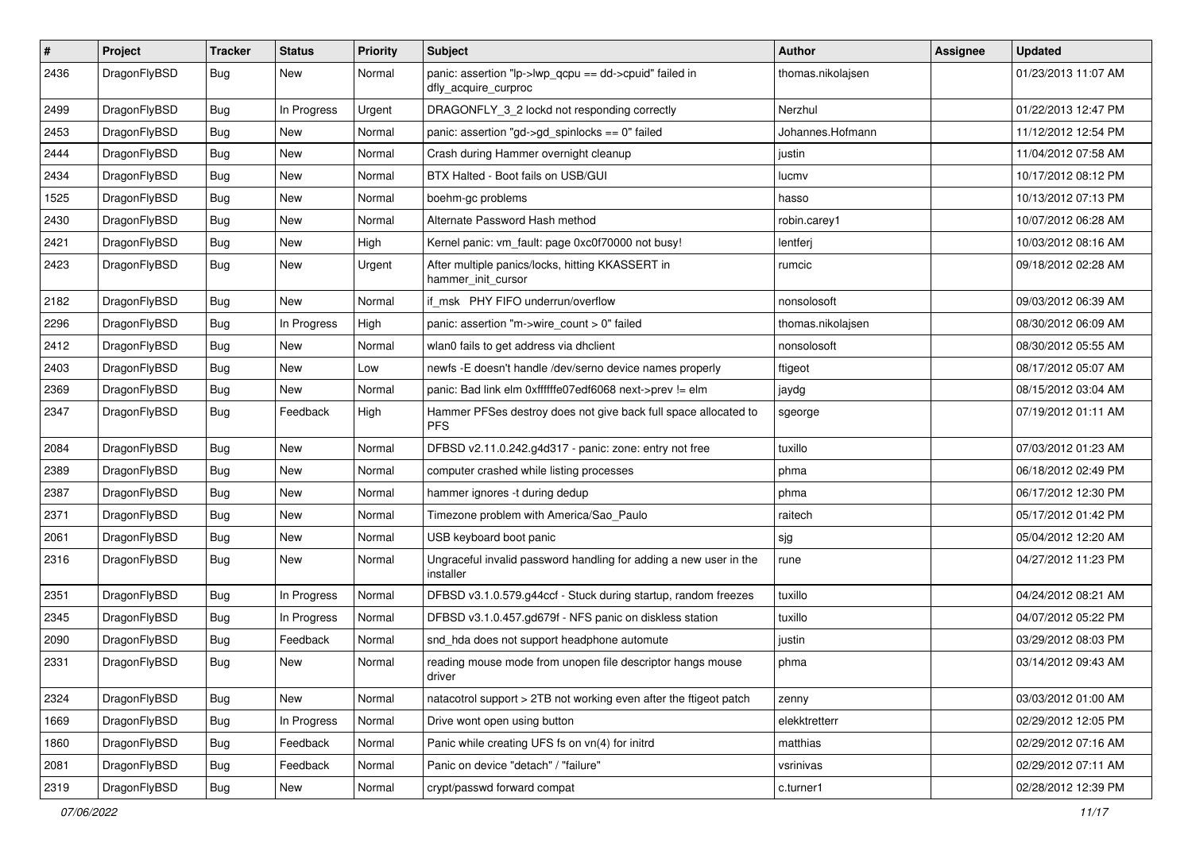| # | Project | Tracker | Status | Priority | Subject | Author | Assignee | Updated |
|---|---|---|---|---|---|---|---|---|
| 2436 | DragonFlyBSD | Bug | New | Normal | panic: assertion "lp->lwp_qcpu == dd->cpuid" failed in dfly_acquire_curproc | thomas.nikolajsen | | 01/23/2013 11:07 AM |
| 2499 | DragonFlyBSD | Bug | In Progress | Urgent | DRAGONFLY_3_2 lockd not responding correctly | Nerzhul | | 01/22/2013 12:47 PM |
| 2453 | DragonFlyBSD | Bug | New | Normal | panic: assertion "gd->gd_spinlocks == 0" failed | Johannes.Hofmann | | 11/12/2012 12:54 PM |
| 2444 | DragonFlyBSD | Bug | New | Normal | Crash during Hammer overnight cleanup | justin | | 11/04/2012 07:58 AM |
| 2434 | DragonFlyBSD | Bug | New | Normal | BTX Halted - Boot fails on USB/GUI | lucmv | | 10/17/2012 08:12 PM |
| 1525 | DragonFlyBSD | Bug | New | Normal | boehm-gc problems | hasso | | 10/13/2012 07:13 PM |
| 2430 | DragonFlyBSD | Bug | New | Normal | Alternate Password Hash method | robin.carey1 | | 10/07/2012 06:28 AM |
| 2421 | DragonFlyBSD | Bug | New | High | Kernel panic: vm_fault: page 0xc0f70000 not busy! | lentferj | | 10/03/2012 08:16 AM |
| 2423 | DragonFlyBSD | Bug | New | Urgent | After multiple panics/locks, hitting KKASSERT in hammer_init_cursor | rumcic | | 09/18/2012 02:28 AM |
| 2182 | DragonFlyBSD | Bug | New | Normal | if_msk PHY FIFO underrun/overflow | nonsolosoft | | 09/03/2012 06:39 AM |
| 2296 | DragonFlyBSD | Bug | In Progress | High | panic: assertion "m->wire_count > 0" failed | thomas.nikolajsen | | 08/30/2012 06:09 AM |
| 2412 | DragonFlyBSD | Bug | New | Normal | wlan0 fails to get address via dhclient | nonsolosoft | | 08/30/2012 05:55 AM |
| 2403 | DragonFlyBSD | Bug | New | Low | newfs -E doesn't handle /dev/serno device names properly | ftigeot | | 08/17/2012 05:07 AM |
| 2369 | DragonFlyBSD | Bug | New | Normal | panic: Bad link elm 0xffffffe07edf6068 next->prev != elm | jaydg | | 08/15/2012 03:04 AM |
| 2347 | DragonFlyBSD | Bug | Feedback | High | Hammer PFSes destroy does not give back full space allocated to PFS | sgeorge | | 07/19/2012 01:11 AM |
| 2084 | DragonFlyBSD | Bug | New | Normal | DFBSD v2.11.0.242.g4d317 - panic: zone: entry not free | tuxillo | | 07/03/2012 01:23 AM |
| 2389 | DragonFlyBSD | Bug | New | Normal | computer crashed while listing processes | phma | | 06/18/2012 02:49 PM |
| 2387 | DragonFlyBSD | Bug | New | Normal | hammer ignores -t during dedup | phma | | 06/17/2012 12:30 PM |
| 2371 | DragonFlyBSD | Bug | New | Normal | Timezone problem with America/Sao_Paulo | raitech | | 05/17/2012 01:42 PM |
| 2061 | DragonFlyBSD | Bug | New | Normal | USB keyboard boot panic | sjg | | 05/04/2012 12:20 AM |
| 2316 | DragonFlyBSD | Bug | New | Normal | Ungraceful invalid password handling for adding a new user in the installer | rune | | 04/27/2012 11:23 PM |
| 2351 | DragonFlyBSD | Bug | In Progress | Normal | DFBSD v3.1.0.579.g44ccf - Stuck during startup, random freezes | tuxillo | | 04/24/2012 08:21 AM |
| 2345 | DragonFlyBSD | Bug | In Progress | Normal | DFBSD v3.1.0.457.gd679f - NFS panic on diskless station | tuxillo | | 04/07/2012 05:22 PM |
| 2090 | DragonFlyBSD | Bug | Feedback | Normal | snd_hda does not support headphone automute | justin | | 03/29/2012 08:03 PM |
| 2331 | DragonFlyBSD | Bug | New | Normal | reading mouse mode from unopen file descriptor hangs mouse driver | phma | | 03/14/2012 09:43 AM |
| 2324 | DragonFlyBSD | Bug | New | Normal | natacotrol support > 2TB not working even after the ftigeot patch | zenny | | 03/03/2012 01:00 AM |
| 1669 | DragonFlyBSD | Bug | In Progress | Normal | Drive wont open using button | elekktretterr | | 02/29/2012 12:05 PM |
| 1860 | DragonFlyBSD | Bug | Feedback | Normal | Panic while creating UFS fs on vn(4) for initrd | matthias | | 02/29/2012 07:16 AM |
| 2081 | DragonFlyBSD | Bug | Feedback | Normal | Panic on device "detach" / "failure" | vsrinivas | | 02/29/2012 07:11 AM |
| 2319 | DragonFlyBSD | Bug | New | Normal | crypt/passwd forward compat | c.turner1 | | 02/28/2012 12:39 PM |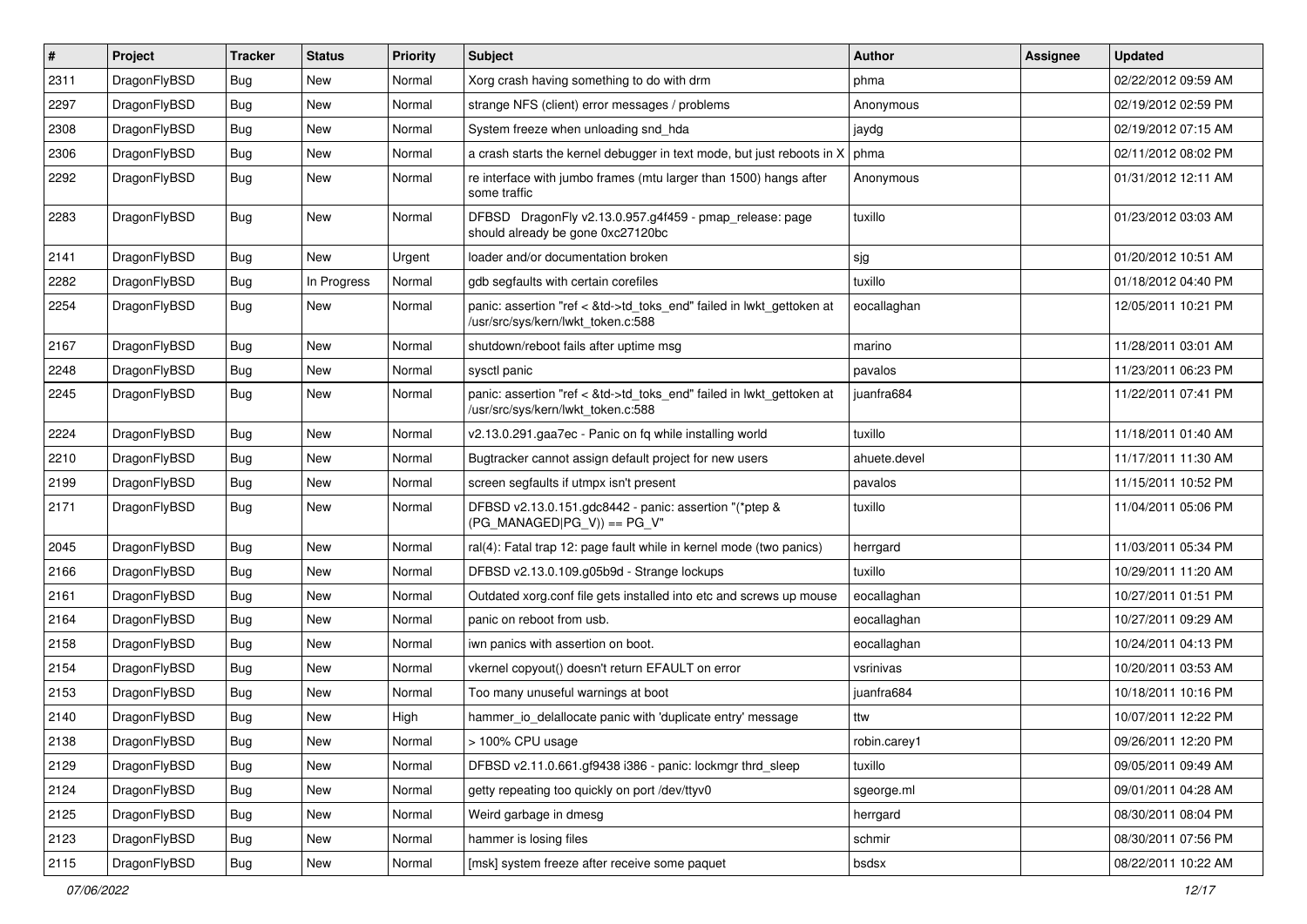| # | Project | Tracker | Status | Priority | Subject | Author | Assignee | Updated |
|---|---|---|---|---|---|---|---|---|
| 2311 | DragonFlyBSD | Bug | New | Normal | Xorg crash having something to do with drm | phma | | 02/22/2012 09:59 AM |
| 2297 | DragonFlyBSD | Bug | New | Normal | strange NFS (client) error messages / problems | Anonymous | | 02/19/2012 02:59 PM |
| 2308 | DragonFlyBSD | Bug | New | Normal | System freeze when unloading snd_hda | jaydg | | 02/19/2012 07:15 AM |
| 2306 | DragonFlyBSD | Bug | New | Normal | a crash starts the kernel debugger in text mode, but just reboots in X | phma | | 02/11/2012 08:02 PM |
| 2292 | DragonFlyBSD | Bug | New | Normal | re interface with jumbo frames (mtu larger than 1500) hangs after some traffic | Anonymous | | 01/31/2012 12:11 AM |
| 2283 | DragonFlyBSD | Bug | New | Normal | DFBSD DragonFly v2.13.0.957.g4f459 - pmap_release: page should already be gone 0xc27120bc | tuxillo | | 01/23/2012 03:03 AM |
| 2141 | DragonFlyBSD | Bug | New | Urgent | loader and/or documentation broken | sjg | | 01/20/2012 10:51 AM |
| 2282 | DragonFlyBSD | Bug | In Progress | Normal | gdb segfaults with certain corefiles | tuxillo | | 01/18/2012 04:40 PM |
| 2254 | DragonFlyBSD | Bug | New | Normal | panic: assertion "ref < &td->td_toks_end" failed in lwkt_gettoken at /usr/src/sys/kern/lwkt_token.c:588 | eocallaghan | | 12/05/2011 10:21 PM |
| 2167 | DragonFlyBSD | Bug | New | Normal | shutdown/reboot fails after uptime msg | marino | | 11/28/2011 03:01 AM |
| 2248 | DragonFlyBSD | Bug | New | Normal | sysctl panic | pavalos | | 11/23/2011 06:23 PM |
| 2245 | DragonFlyBSD | Bug | New | Normal | panic: assertion "ref < &td->td_toks_end" failed in lwkt_gettoken at /usr/src/sys/kern/lwkt_token.c:588 | juanfra684 | | 11/22/2011 07:41 PM |
| 2224 | DragonFlyBSD | Bug | New | Normal | v2.13.0.291.gaa7ec - Panic on fq while installing world | tuxillo | | 11/18/2011 01:40 AM |
| 2210 | DragonFlyBSD | Bug | New | Normal | Bugtracker cannot assign default project for new users | ahuete.devel | | 11/17/2011 11:30 AM |
| 2199 | DragonFlyBSD | Bug | New | Normal | screen segfaults if utmpx isn't present | pavalos | | 11/15/2011 10:52 PM |
| 2171 | DragonFlyBSD | Bug | New | Normal | DFBSD v2.13.0.151.gdc8442 - panic: assertion "(*ptep & (PG_MANAGED\|PG_V)) == PG_V" | tuxillo | | 11/04/2011 05:06 PM |
| 2045 | DragonFlyBSD | Bug | New | Normal | ral(4): Fatal trap 12: page fault while in kernel mode (two panics) | herrgard | | 11/03/2011 05:34 PM |
| 2166 | DragonFlyBSD | Bug | New | Normal | DFBSD v2.13.0.109.g05b9d - Strange lockups | tuxillo | | 10/29/2011 11:20 AM |
| 2161 | DragonFlyBSD | Bug | New | Normal | Outdated xorg.conf file gets installed into etc and screws up mouse | eocallaghan | | 10/27/2011 01:51 PM |
| 2164 | DragonFlyBSD | Bug | New | Normal | panic on reboot from usb. | eocallaghan | | 10/27/2011 09:29 AM |
| 2158 | DragonFlyBSD | Bug | New | Normal | iwn panics with assertion on boot. | eocallaghan | | 10/24/2011 04:13 PM |
| 2154 | DragonFlyBSD | Bug | New | Normal | vkernel copyout() doesn't return EFAULT on error | vsrinivas | | 10/20/2011 03:53 AM |
| 2153 | DragonFlyBSD | Bug | New | Normal | Too many unuseful warnings at boot | juanfra684 | | 10/18/2011 10:16 PM |
| 2140 | DragonFlyBSD | Bug | New | High | hammer_io_delallocate panic with 'duplicate entry' message | ttw | | 10/07/2011 12:22 PM |
| 2138 | DragonFlyBSD | Bug | New | Normal | > 100% CPU usage | robin.carey1 | | 09/26/2011 12:20 PM |
| 2129 | DragonFlyBSD | Bug | New | Normal | DFBSD v2.11.0.661.gf9438 i386 - panic: lockmgr thrd_sleep | tuxillo | | 09/05/2011 09:49 AM |
| 2124 | DragonFlyBSD | Bug | New | Normal | getty repeating too quickly on port /dev/ttyv0 | sgeorge.ml | | 09/01/2011 04:28 AM |
| 2125 | DragonFlyBSD | Bug | New | Normal | Weird garbage in dmesg | herrgard | | 08/30/2011 08:04 PM |
| 2123 | DragonFlyBSD | Bug | New | Normal | hammer is losing files | schmir | | 08/30/2011 07:56 PM |
| 2115 | DragonFlyBSD | Bug | New | Normal | [msk] system freeze after receive some paquet | bsdsx | | 08/22/2011 10:22 AM |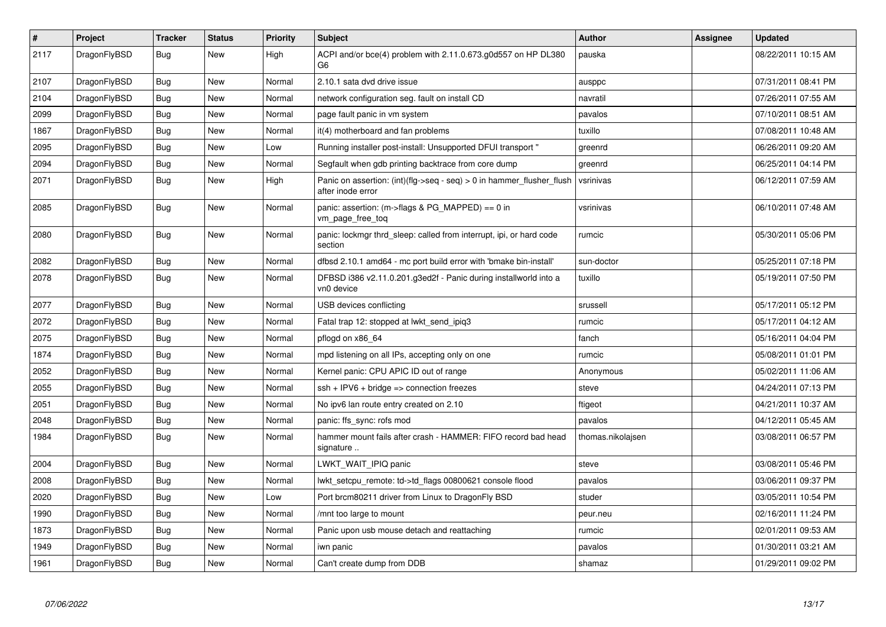| # | Project | Tracker | Status | Priority | Subject | Author | Assignee | Updated |
|---|---|---|---|---|---|---|---|---|
| 2117 | DragonFlyBSD | Bug | New | High | ACPI and/or bce(4) problem with 2.11.0.673.g0d557 on HP DL380 G6 | pauska | | 08/22/2011 10:15 AM |
| 2107 | DragonFlyBSD | Bug | New | Normal | 2.10.1 sata dvd drive issue | ausppc | | 07/31/2011 08:41 PM |
| 2104 | DragonFlyBSD | Bug | New | Normal | network configuration seg. fault on install CD | navratil | | 07/26/2011 07:55 AM |
| 2099 | DragonFlyBSD | Bug | New | Normal | page fault panic in vm system | pavalos | | 07/10/2011 08:51 AM |
| 1867 | DragonFlyBSD | Bug | New | Normal | it(4) motherboard and fan problems | tuxillo | | 07/08/2011 10:48 AM |
| 2095 | DragonFlyBSD | Bug | New | Low | Running installer post-install: Unsupported DFUI transport " | greenrd | | 06/26/2011 09:20 AM |
| 2094 | DragonFlyBSD | Bug | New | Normal | Segfault when gdb printing backtrace from core dump | greenrd | | 06/25/2011 04:14 PM |
| 2071 | DragonFlyBSD | Bug | New | High | Panic on assertion: (int)(flg->seq - seq) > 0 in hammer_flusher_flush after inode error | vsrinivas | | 06/12/2011 07:59 AM |
| 2085 | DragonFlyBSD | Bug | New | Normal | panic: assertion: (m->flags & PG_MAPPED) == 0 in vm_page_free_toq | vsrinivas | | 06/10/2011 07:48 AM |
| 2080 | DragonFlyBSD | Bug | New | Normal | panic: lockmgr thrd_sleep: called from interrupt, ipi, or hard code section | rumcic | | 05/30/2011 05:06 PM |
| 2082 | DragonFlyBSD | Bug | New | Normal | dfbsd 2.10.1 amd64 - mc port build error with 'bmake bin-install' | sun-doctor | | 05/25/2011 07:18 PM |
| 2078 | DragonFlyBSD | Bug | New | Normal | DFBSD i386 v2.11.0.201.g3ed2f - Panic during installworld into a vn0 device | tuxillo | | 05/19/2011 07:50 PM |
| 2077 | DragonFlyBSD | Bug | New | Normal | USB devices conflicting | srussell | | 05/17/2011 05:12 PM |
| 2072 | DragonFlyBSD | Bug | New | Normal | Fatal trap 12: stopped at lwkt_send_ipiq3 | rumcic | | 05/17/2011 04:12 AM |
| 2075 | DragonFlyBSD | Bug | New | Normal | pflogd on x86_64 | fanch | | 05/16/2011 04:04 PM |
| 1874 | DragonFlyBSD | Bug | New | Normal | mpd listening on all IPs, accepting only on one | rumcic | | 05/08/2011 01:01 PM |
| 2052 | DragonFlyBSD | Bug | New | Normal | Kernel panic: CPU APIC ID out of range | Anonymous | | 05/02/2011 11:06 AM |
| 2055 | DragonFlyBSD | Bug | New | Normal | ssh + IPV6 + bridge => connection freezes | steve | | 04/24/2011 07:13 PM |
| 2051 | DragonFlyBSD | Bug | New | Normal | No ipv6 lan route entry created on 2.10 | ftigeot | | 04/21/2011 10:37 AM |
| 2048 | DragonFlyBSD | Bug | New | Normal | panic: ffs_sync: rofs mod | pavalos | | 04/12/2011 05:45 AM |
| 1984 | DragonFlyBSD | Bug | New | Normal | hammer mount fails after crash - HAMMER: FIFO record bad head signature .. | thomas.nikolajsen | | 03/08/2011 06:57 PM |
| 2004 | DragonFlyBSD | Bug | New | Normal | LWKT_WAIT_IPIQ panic | steve | | 03/08/2011 05:46 PM |
| 2008 | DragonFlyBSD | Bug | New | Normal | lwkt_setcpu_remote: td->td_flags 00800621 console flood | pavalos | | 03/06/2011 09:37 PM |
| 2020 | DragonFlyBSD | Bug | New | Low | Port brcm80211 driver from Linux to DragonFly BSD | studer | | 03/05/2011 10:54 PM |
| 1990 | DragonFlyBSD | Bug | New | Normal | /mnt too large to mount | peur.neu | | 02/16/2011 11:24 PM |
| 1873 | DragonFlyBSD | Bug | New | Normal | Panic upon usb mouse detach and reattaching | rumcic | | 02/01/2011 09:53 AM |
| 1949 | DragonFlyBSD | Bug | New | Normal | iwn panic | pavalos | | 01/30/2011 03:21 AM |
| 1961 | DragonFlyBSD | Bug | New | Normal | Can't create dump from DDB | shamaz | | 01/29/2011 09:02 PM |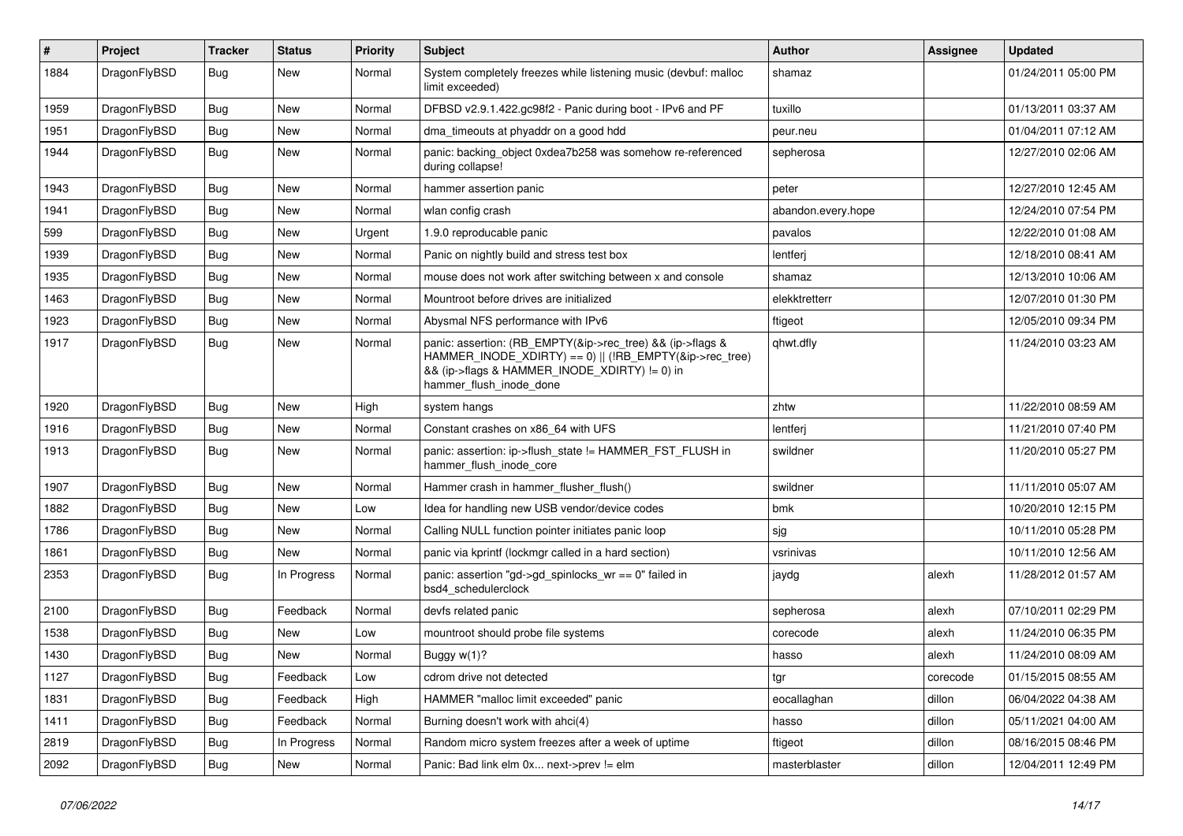| # | Project | Tracker | Status | Priority | Subject | Author | Assignee | Updated |
|---|---|---|---|---|---|---|---|---|
| 1884 | DragonFlyBSD | Bug | New | Normal | System completely freezes while listening music (devbuf: malloc limit exceeded) | shamaz | | 01/24/2011 05:00 PM |
| 1959 | DragonFlyBSD | Bug | New | Normal | DFBSD v2.9.1.422.gc98f2 - Panic during boot - IPv6 and PF | tuxillo | | 01/13/2011 03:37 AM |
| 1951 | DragonFlyBSD | Bug | New | Normal | dma_timeouts at phyaddr on a good hdd | peur.neu | | 01/04/2011 07:12 AM |
| 1944 | DragonFlyBSD | Bug | New | Normal | panic: backing_object 0xdea7b258 was somehow re-referenced during collapse! | sepherosa | | 12/27/2010 02:06 AM |
| 1943 | DragonFlyBSD | Bug | New | Normal | hammer assertion panic | peter | | 12/27/2010 12:45 AM |
| 1941 | DragonFlyBSD | Bug | New | Normal | wlan config crash | abandon.every.hope | | 12/24/2010 07:54 PM |
| 599 | DragonFlyBSD | Bug | New | Urgent | 1.9.0 reproducable panic | pavalos | | 12/22/2010 01:08 AM |
| 1939 | DragonFlyBSD | Bug | New | Normal | Panic on nightly build and stress test box | lentferj | | 12/18/2010 08:41 AM |
| 1935 | DragonFlyBSD | Bug | New | Normal | mouse does not work after switching between x and console | shamaz | | 12/13/2010 10:06 AM |
| 1463 | DragonFlyBSD | Bug | New | Normal | Mountroot before drives are initialized | elekktretterr | | 12/07/2010 01:30 PM |
| 1923 | DragonFlyBSD | Bug | New | Normal | Abysmal NFS performance with IPv6 | ftigeot | | 12/05/2010 09:34 PM |
| 1917 | DragonFlyBSD | Bug | New | Normal | panic: assertion: (RB_EMPTY(&ip->rec_tree) && (ip->flags & HAMMER_INODE_XDIRTY) == 0) \|\| (!RB_EMPTY(&ip->rec_tree) && (ip->flags & HAMMER_INODE_XDIRTY) != 0) in hammer_flush_inode_done | qhwt.dfly | | 11/24/2010 03:23 AM |
| 1920 | DragonFlyBSD | Bug | New | High | system hangs | zhtw | | 11/22/2010 08:59 AM |
| 1916 | DragonFlyBSD | Bug | New | Normal | Constant crashes on x86_64 with UFS | lentferj | | 11/21/2010 07:40 PM |
| 1913 | DragonFlyBSD | Bug | New | Normal | panic: assertion: ip->flush_state != HAMMER_FST_FLUSH in hammer_flush_inode_core | swildner | | 11/20/2010 05:27 PM |
| 1907 | DragonFlyBSD | Bug | New | Normal | Hammer crash in hammer_flusher_flush() | swildner | | 11/11/2010 05:07 AM |
| 1882 | DragonFlyBSD | Bug | New | Low | Idea for handling new USB vendor/device codes | bmk | | 10/20/2010 12:15 PM |
| 1786 | DragonFlyBSD | Bug | New | Normal | Calling NULL function pointer initiates panic loop | sjg | | 10/11/2010 05:28 PM |
| 1861 | DragonFlyBSD | Bug | New | Normal | panic via kprintf (lockmgr called in a hard section) | vsrinivas | | 10/11/2010 12:56 AM |
| 2353 | DragonFlyBSD | Bug | In Progress | Normal | panic: assertion "gd->gd_spinlocks_wr == 0" failed in bsd4_schedulerclock | jaydg | alexh | 11/28/2012 01:57 AM |
| 2100 | DragonFlyBSD | Bug | Feedback | Normal | devfs related panic | sepherosa | alexh | 07/10/2011 02:29 PM |
| 1538 | DragonFlyBSD | Bug | New | Low | mountroot should probe file systems | corecode | alexh | 11/24/2010 06:35 PM |
| 1430 | DragonFlyBSD | Bug | New | Normal | Buggy w(1)? | hasso | alexh | 11/24/2010 08:09 AM |
| 1127 | DragonFlyBSD | Bug | Feedback | Low | cdrom drive not detected | tgr | corecode | 01/15/2015 08:55 AM |
| 1831 | DragonFlyBSD | Bug | Feedback | High | HAMMER "malloc limit exceeded" panic | eocallaghan | dillon | 06/04/2022 04:38 AM |
| 1411 | DragonFlyBSD | Bug | Feedback | Normal | Burning doesn't work with ahci(4) | hasso | dillon | 05/11/2021 04:00 AM |
| 2819 | DragonFlyBSD | Bug | In Progress | Normal | Random micro system freezes after a week of uptime | ftigeot | dillon | 08/16/2015 08:46 PM |
| 2092 | DragonFlyBSD | Bug | New | Normal | Panic: Bad link elm 0x... next->prev != elm | masterblaster | dillon | 12/04/2011 12:49 PM |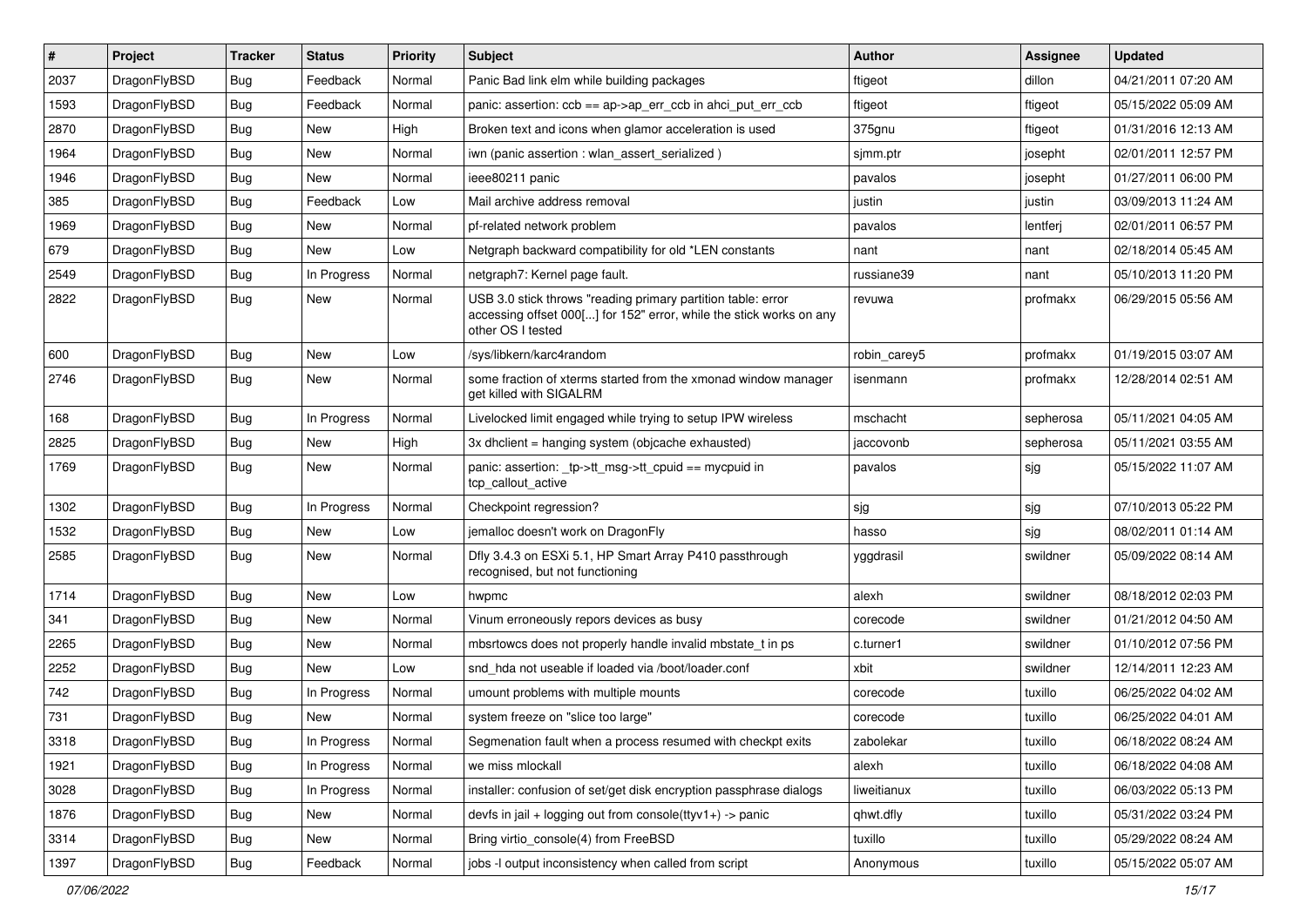| # | Project | Tracker | Status | Priority | Subject | Author | Assignee | Updated |
|---|---|---|---|---|---|---|---|---|
| 2037 | DragonFlyBSD | Bug | Feedback | Normal | Panic Bad link elm while building packages | ftigeot | dillon | 04/21/2011 07:20 AM |
| 1593 | DragonFlyBSD | Bug | Feedback | Normal | panic: assertion: ccb == ap->ap_err_ccb in ahci_put_err_ccb | ftigeot | ftigeot | 05/15/2022 05:09 AM |
| 2870 | DragonFlyBSD | Bug | New | High | Broken text and icons when glamor acceleration is used | 375gnu | ftigeot | 01/31/2016 12:13 AM |
| 1964 | DragonFlyBSD | Bug | New | Normal | iwn (panic assertion : wlan_assert_serialized ) | sjmm.ptr | josepht | 02/01/2011 12:57 PM |
| 1946 | DragonFlyBSD | Bug | New | Normal | ieee80211 panic | pavalos | josepht | 01/27/2011 06:00 PM |
| 385 | DragonFlyBSD | Bug | Feedback | Low | Mail archive address removal | justin | justin | 03/09/2013 11:24 AM |
| 1969 | DragonFlyBSD | Bug | New | Normal | pf-related network problem | pavalos | lentferj | 02/01/2011 06:57 PM |
| 679 | DragonFlyBSD | Bug | New | Low | Netgraph backward compatibility for old *LEN constants | nant | nant | 02/18/2014 05:45 AM |
| 2549 | DragonFlyBSD | Bug | In Progress | Normal | netgraph7: Kernel page fault. | russiane39 | nant | 05/10/2013 11:20 PM |
| 2822 | DragonFlyBSD | Bug | New | Normal | USB 3.0 stick throws "reading primary partition table: error accessing offset 000[...] for 152" error, while the stick works on any other OS I tested | revuwa | profmakx | 06/29/2015 05:56 AM |
| 600 | DragonFlyBSD | Bug | New | Low | /sys/libkern/karc4random | robin_carey5 | profmakx | 01/19/2015 03:07 AM |
| 2746 | DragonFlyBSD | Bug | New | Normal | some fraction of xterms started from the xmonad window manager get killed with SIGALRM | isenmann | profmakx | 12/28/2014 02:51 AM |
| 168 | DragonFlyBSD | Bug | In Progress | Normal | Livelocked limit engaged while trying to setup IPW wireless | mschacht | sepherosa | 05/11/2021 04:05 AM |
| 2825 | DragonFlyBSD | Bug | New | High | 3x dhclient = hanging system (objcache exhausted) | jaccovonb | sepherosa | 05/11/2021 03:55 AM |
| 1769 | DragonFlyBSD | Bug | New | Normal | panic: assertion: _tp->tt_msg->tt_cpuid == mycpuid in tcp_callout_active | pavalos | sjg | 05/15/2022 11:07 AM |
| 1302 | DragonFlyBSD | Bug | In Progress | Normal | Checkpoint regression? | sjg | sjg | 07/10/2013 05:22 PM |
| 1532 | DragonFlyBSD | Bug | New | Low | jemalloc doesn't work on DragonFly | hasso | sjg | 08/02/2011 01:14 AM |
| 2585 | DragonFlyBSD | Bug | New | Normal | Dfly 3.4.3 on ESXi 5.1, HP Smart Array P410 passthrough recognised, but not functioning | yggdrasil | swildner | 05/09/2022 08:14 AM |
| 1714 | DragonFlyBSD | Bug | New | Low | hwpmc | alexh | swildner | 08/18/2012 02:03 PM |
| 341 | DragonFlyBSD | Bug | New | Normal | Vinum erroneously repors devices as busy | corecode | swildner | 01/21/2012 04:50 AM |
| 2265 | DragonFlyBSD | Bug | New | Normal | mbsrtowcs does not properly handle invalid mbstate_t in ps | c.turner1 | swildner | 01/10/2012 07:56 PM |
| 2252 | DragonFlyBSD | Bug | New | Low | snd_hda not useable if loaded via /boot/loader.conf | xbit | swildner | 12/14/2011 12:23 AM |
| 742 | DragonFlyBSD | Bug | In Progress | Normal | umount problems with multiple mounts | corecode | tuxillo | 06/25/2022 04:02 AM |
| 731 | DragonFlyBSD | Bug | New | Normal | system freeze on "slice too large" | corecode | tuxillo | 06/25/2022 04:01 AM |
| 3318 | DragonFlyBSD | Bug | In Progress | Normal | Segmenation fault when a process resumed with checkpt exits | zabolekar | tuxillo | 06/18/2022 08:24 AM |
| 1921 | DragonFlyBSD | Bug | In Progress | Normal | we miss mlockall | alexh | tuxillo | 06/18/2022 04:08 AM |
| 3028 | DragonFlyBSD | Bug | In Progress | Normal | installer: confusion of set/get disk encryption passphrase dialogs | liweitianux | tuxillo | 06/03/2022 05:13 PM |
| 1876 | DragonFlyBSD | Bug | New | Normal | devfs in jail + logging out from console(ttyv1+) -> panic | qhwt.dfly | tuxillo | 05/31/2022 03:24 PM |
| 3314 | DragonFlyBSD | Bug | New | Normal | Bring virtio_console(4) from FreeBSD | tuxillo | tuxillo | 05/29/2022 08:24 AM |
| 1397 | DragonFlyBSD | Bug | Feedback | Normal | jobs -l output inconsistency when called from script | Anonymous | tuxillo | 05/15/2022 05:07 AM |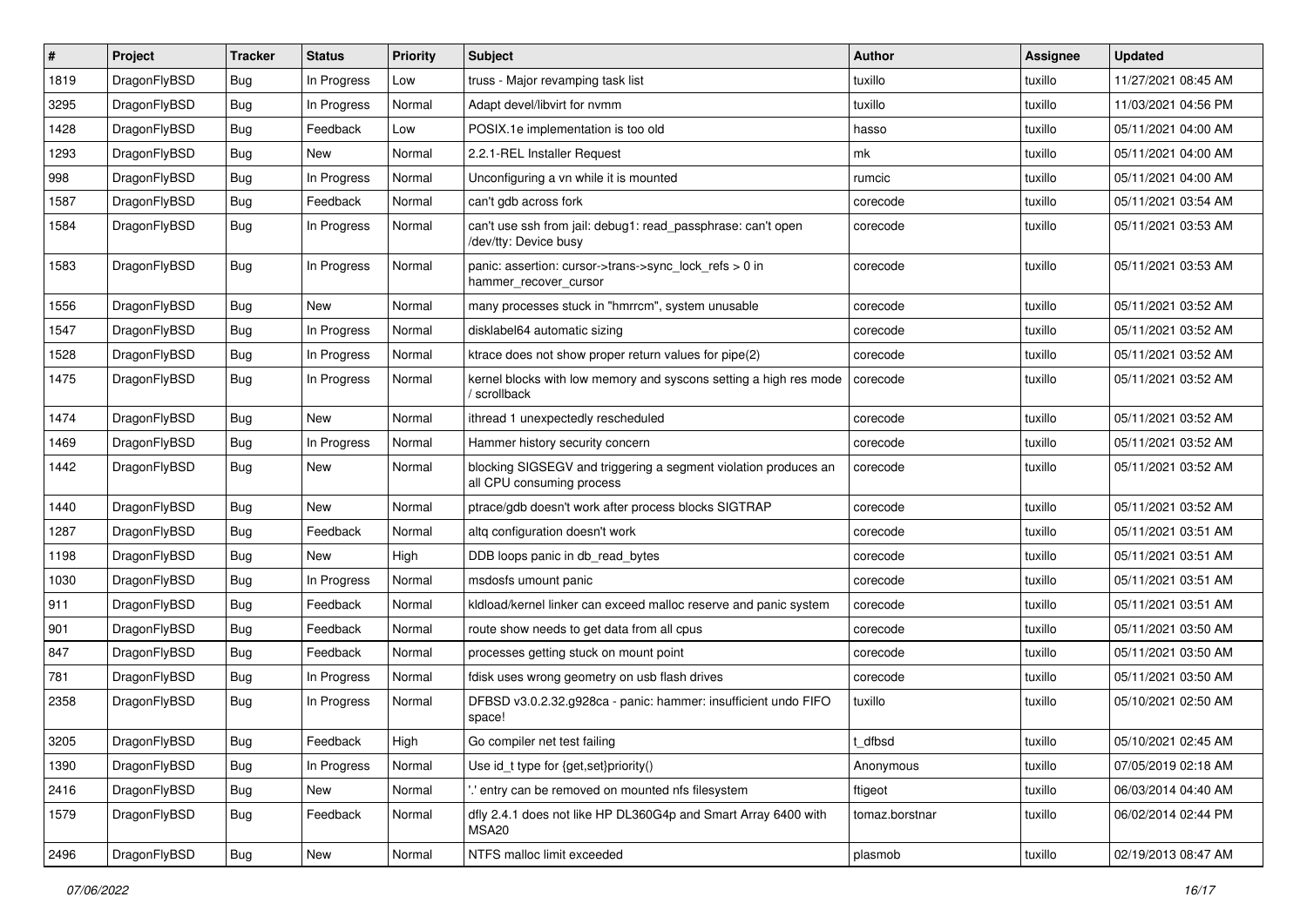| # | Project | Tracker | Status | Priority | Subject | Author | Assignee | Updated |
|---|---|---|---|---|---|---|---|---|
| 1819 | DragonFlyBSD | Bug | In Progress | Low | truss - Major revamping task list | tuxillo | tuxillo | 11/27/2021 08:45 AM |
| 3295 | DragonFlyBSD | Bug | In Progress | Normal | Adapt devel/libvirt for nvmm | tuxillo | tuxillo | 11/03/2021 04:56 PM |
| 1428 | DragonFlyBSD | Bug | Feedback | Low | POSIX.1e implementation is too old | hasso | tuxillo | 05/11/2021 04:00 AM |
| 1293 | DragonFlyBSD | Bug | New | Normal | 2.2.1-REL Installer Request | mk | tuxillo | 05/11/2021 04:00 AM |
| 998 | DragonFlyBSD | Bug | In Progress | Normal | Unconfiguring a vn while it is mounted | rumcic | tuxillo | 05/11/2021 04:00 AM |
| 1587 | DragonFlyBSD | Bug | Feedback | Normal | can't gdb across fork | corecode | tuxillo | 05/11/2021 03:54 AM |
| 1584 | DragonFlyBSD | Bug | In Progress | Normal | can't use ssh from jail: debug1: read_passphrase: can't open /dev/tty: Device busy | corecode | tuxillo | 05/11/2021 03:53 AM |
| 1583 | DragonFlyBSD | Bug | In Progress | Normal | panic: assertion: cursor->trans->sync_lock_refs > 0 in hammer_recover_cursor | corecode | tuxillo | 05/11/2021 03:53 AM |
| 1556 | DragonFlyBSD | Bug | New | Normal | many processes stuck in "hmrrcm", system unusable | corecode | tuxillo | 05/11/2021 03:52 AM |
| 1547 | DragonFlyBSD | Bug | In Progress | Normal | disklabel64 automatic sizing | corecode | tuxillo | 05/11/2021 03:52 AM |
| 1528 | DragonFlyBSD | Bug | In Progress | Normal | ktrace does not show proper return values for pipe(2) | corecode | tuxillo | 05/11/2021 03:52 AM |
| 1475 | DragonFlyBSD | Bug | In Progress | Normal | kernel blocks with low memory and syscons setting a high res mode / scrollback | corecode | tuxillo | 05/11/2021 03:52 AM |
| 1474 | DragonFlyBSD | Bug | New | Normal | ithread 1 unexpectedly rescheduled | corecode | tuxillo | 05/11/2021 03:52 AM |
| 1469 | DragonFlyBSD | Bug | In Progress | Normal | Hammer history security concern | corecode | tuxillo | 05/11/2021 03:52 AM |
| 1442 | DragonFlyBSD | Bug | New | Normal | blocking SIGSEGV and triggering a segment violation produces an all CPU consuming process | corecode | tuxillo | 05/11/2021 03:52 AM |
| 1440 | DragonFlyBSD | Bug | New | Normal | ptrace/gdb doesn't work after process blocks SIGTRAP | corecode | tuxillo | 05/11/2021 03:52 AM |
| 1287 | DragonFlyBSD | Bug | Feedback | Normal | altq configuration doesn't work | corecode | tuxillo | 05/11/2021 03:51 AM |
| 1198 | DragonFlyBSD | Bug | New | High | DDB loops panic in db_read_bytes | corecode | tuxillo | 05/11/2021 03:51 AM |
| 1030 | DragonFlyBSD | Bug | In Progress | Normal | msdosfs umount panic | corecode | tuxillo | 05/11/2021 03:51 AM |
| 911 | DragonFlyBSD | Bug | Feedback | Normal | kldload/kernel linker can exceed malloc reserve and panic system | corecode | tuxillo | 05/11/2021 03:51 AM |
| 901 | DragonFlyBSD | Bug | Feedback | Normal | route show needs to get data from all cpus | corecode | tuxillo | 05/11/2021 03:50 AM |
| 847 | DragonFlyBSD | Bug | Feedback | Normal | processes getting stuck on mount point | corecode | tuxillo | 05/11/2021 03:50 AM |
| 781 | DragonFlyBSD | Bug | In Progress | Normal | fdisk uses wrong geometry on usb flash drives | corecode | tuxillo | 05/11/2021 03:50 AM |
| 2358 | DragonFlyBSD | Bug | In Progress | Normal | DFBSD v3.0.2.32.g928ca - panic: hammer: insufficient undo FIFO space! | tuxillo | tuxillo | 05/10/2021 02:50 AM |
| 3205 | DragonFlyBSD | Bug | Feedback | High | Go compiler net test failing | t_dfbsd | tuxillo | 05/10/2021 02:45 AM |
| 1390 | DragonFlyBSD | Bug | In Progress | Normal | Use id_t type for {get,set}priority() | Anonymous | tuxillo | 07/05/2019 02:18 AM |
| 2416 | DragonFlyBSD | Bug | New | Normal | '.' entry can be removed on mounted nfs filesystem | ftigeot | tuxillo | 06/03/2014 04:40 AM |
| 1579 | DragonFlyBSD | Bug | Feedback | Normal | dfly 2.4.1 does not like HP DL360G4p and Smart Array 6400 with MSA20 | tomaz.borstnar | tuxillo | 06/02/2014 02:44 PM |
| 2496 | DragonFlyBSD | Bug | New | Normal | NTFS malloc limit exceeded | plasmob | tuxillo | 02/19/2013 08:47 AM |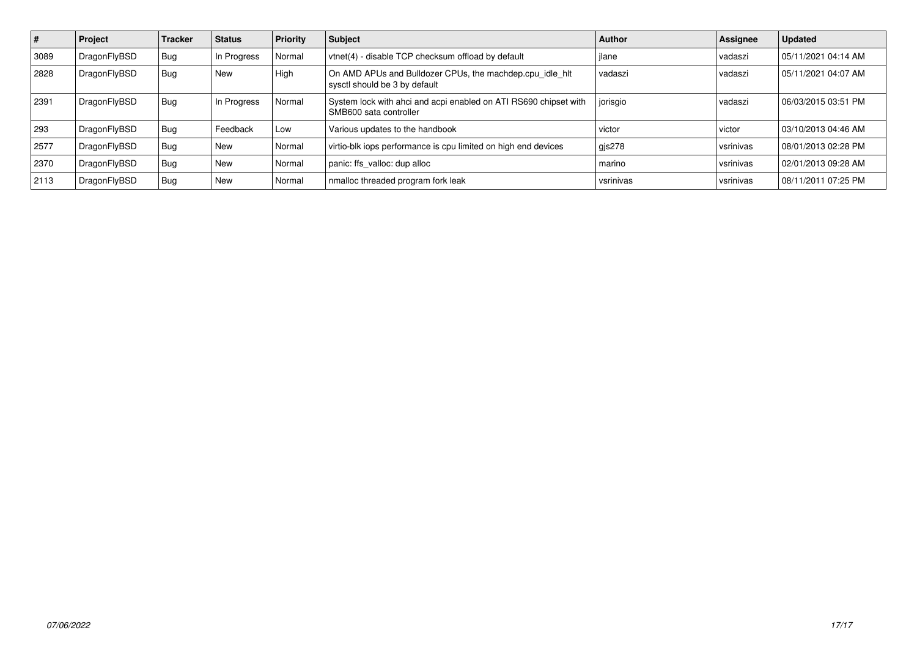| # | Project | Tracker | Status | Priority | Subject | Author | Assignee | Updated |
|---|---|---|---|---|---|---|---|---|
| 3089 | DragonFlyBSD | Bug | In Progress | Normal | vtnet(4) - disable TCP checksum offload by default | jlane | vadaszi | 05/11/2021 04:14 AM |
| 2828 | DragonFlyBSD | Bug | New | High | On AMD APUs and Bulldozer CPUs, the machdep.cpu_idle_hlt sysctl should be 3 by default | vadaszi | vadaszi | 05/11/2021 04:07 AM |
| 2391 | DragonFlyBSD | Bug | In Progress | Normal | System lock with ahci and acpi enabled on ATI RS690 chipset with SMB600 sata controller | jorisgio | vadaszi | 06/03/2015 03:51 PM |
| 293 | DragonFlyBSD | Bug | Feedback | Low | Various updates to the handbook | victor | victor | 03/10/2013 04:46 AM |
| 2577 | DragonFlyBSD | Bug | New | Normal | virtio-blk iops performance is cpu limited on high end devices | gjs278 | vsrinivas | 08/01/2013 02:28 PM |
| 2370 | DragonFlyBSD | Bug | New | Normal | panic: ffs_valloc: dup alloc | marino | vsrinivas | 02/01/2013 09:28 AM |
| 2113 | DragonFlyBSD | Bug | New | Normal | nmalloc threaded program fork leak | vsrinivas | vsrinivas | 08/11/2011 07:25 PM |

*07/06/2022*